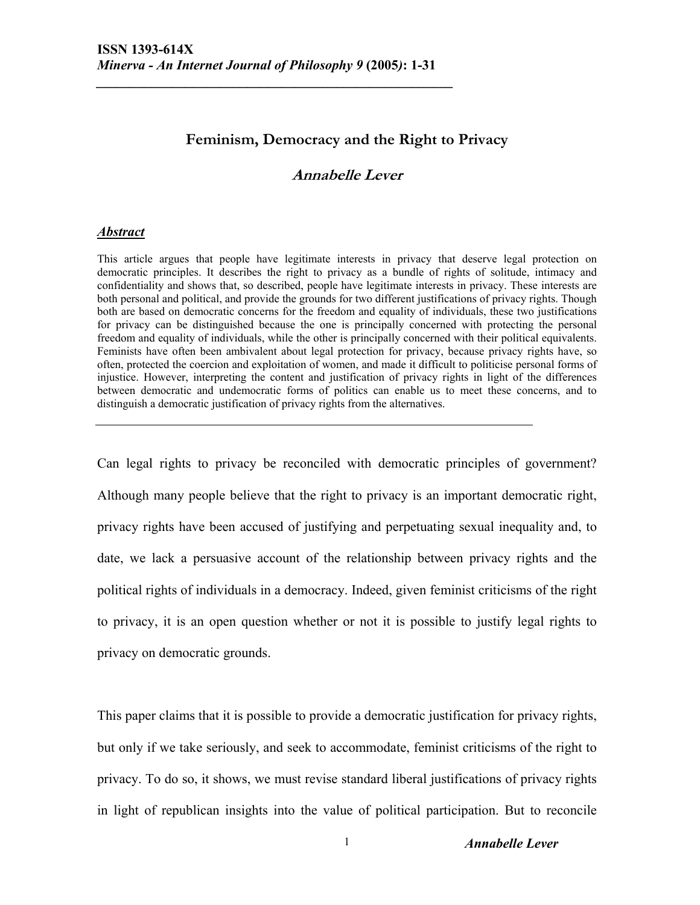# Feminism, Democracy and the Right to Privacy

## *Annabelle Lever*

***Abstract***

This article argues that people have legitimate interests in privacy that deserve legal protection on democratic principles. It describes the right to privacy as a bundle of rights of solitude, intimacy and confidentiality and shows that, so described, people have legitimate interests in privacy. These interests are both personal and political, and provide the grounds for two different justifications of privacy rights. Though both are based on democratic concerns for the freedom and equality of individuals, these two justifications for privacy can be distinguished because the one is principally concerned with protecting the personal freedom and equality of individuals, while the other is principally concerned with their political equivalents. Feminists have often been ambivalent about legal protection for privacy, because privacy rights have, so often, protected the coercion and exploitation of women, and made it difficult to politicise personal forms of injustice. However, interpreting the content and justification of privacy rights in light of the differences between democratic and undemocratic forms of politics can enable us to meet these concerns, and to distinguish a democratic justification of privacy rights from the alternatives.

---

Can legal rights to privacy be reconciled with democratic principles of government? Although many people believe that the right to privacy is an important democratic right, privacy rights have been accused of justifying and perpetuating sexual inequality and, to date, we lack a persuasive account of the relationship between privacy rights and the political rights of individuals in a democracy. Indeed, given feminist criticisms of the right to privacy, it is an open question whether or not it is possible to justify legal rights to privacy on democratic grounds.

This paper claims that it is possible to provide a democratic justification for privacy rights, but only if we take seriously, and seek to accommodate, feminist criticisms of the right to privacy. To do so, it shows, we must revise standard liberal justifications of privacy rights in light of republican insights into the value of political participation. But to reconcile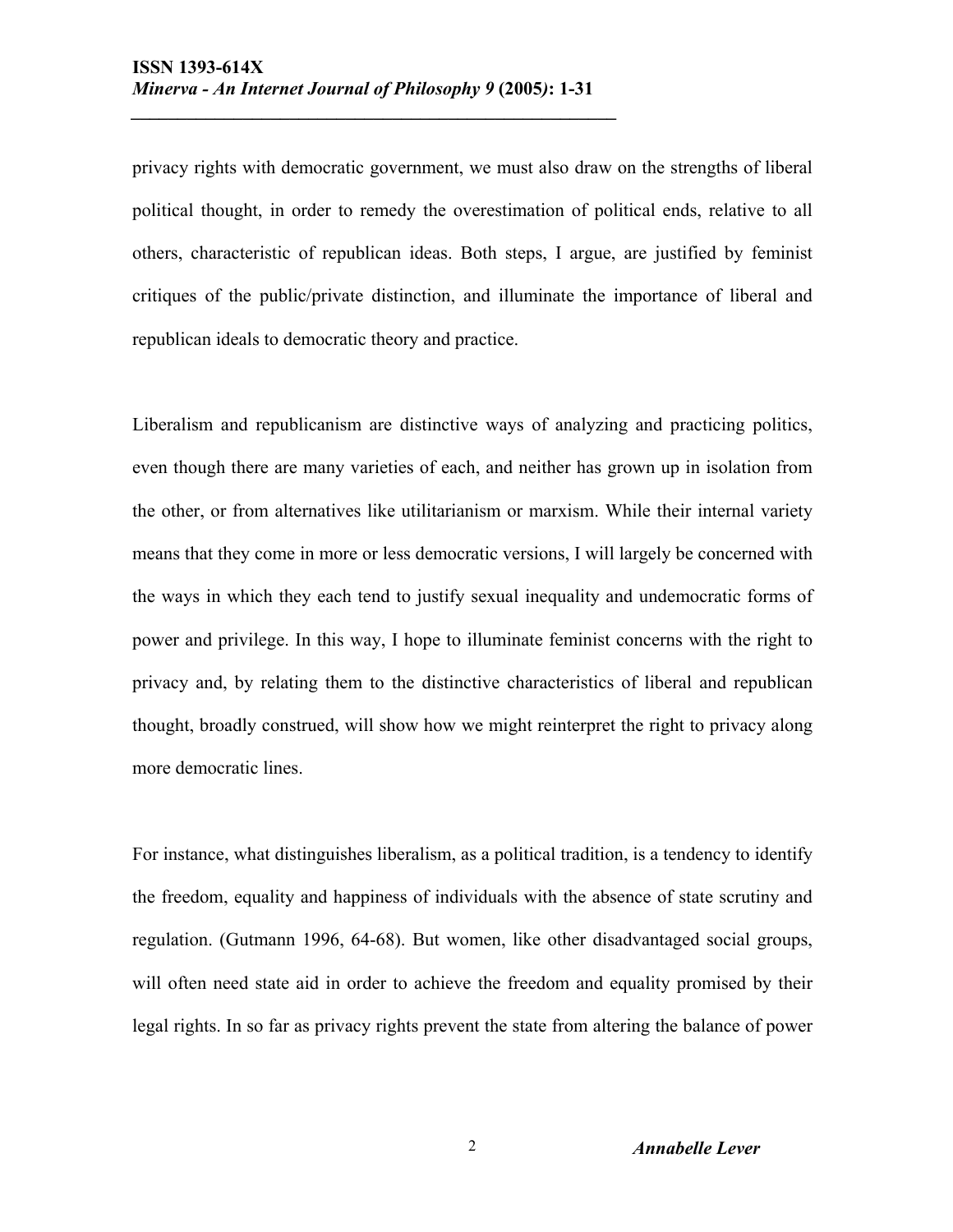privacy rights with democratic government, we must also draw on the strengths of liberal political thought, in order to remedy the overestimation of political ends, relative to all others, characteristic of republican ideas. Both steps, I argue, are justified by feminist critiques of the public/private distinction, and illuminate the importance of liberal and republican ideals to democratic theory and practice.

Liberalism and republicanism are distinctive ways of analyzing and practicing politics, even though there are many varieties of each, and neither has grown up in isolation from the other, or from alternatives like utilitarianism or marxism. While their internal variety means that they come in more or less democratic versions, I will largely be concerned with the ways in which they each tend to justify sexual inequality and undemocratic forms of power and privilege. In this way, I hope to illuminate feminist concerns with the right to privacy and, by relating them to the distinctive characteristics of liberal and republican thought, broadly construed, will show how we might reinterpret the right to privacy along more democratic lines.

For instance, what distinguishes liberalism, as a political tradition, is a tendency to identify the freedom, equality and happiness of individuals with the absence of state scrutiny and regulation. (Gutmann 1996, 64-68). But women, like other disadvantaged social groups, will often need state aid in order to achieve the freedom and equality promised by their legal rights. In so far as privacy rights prevent the state from altering the balance of power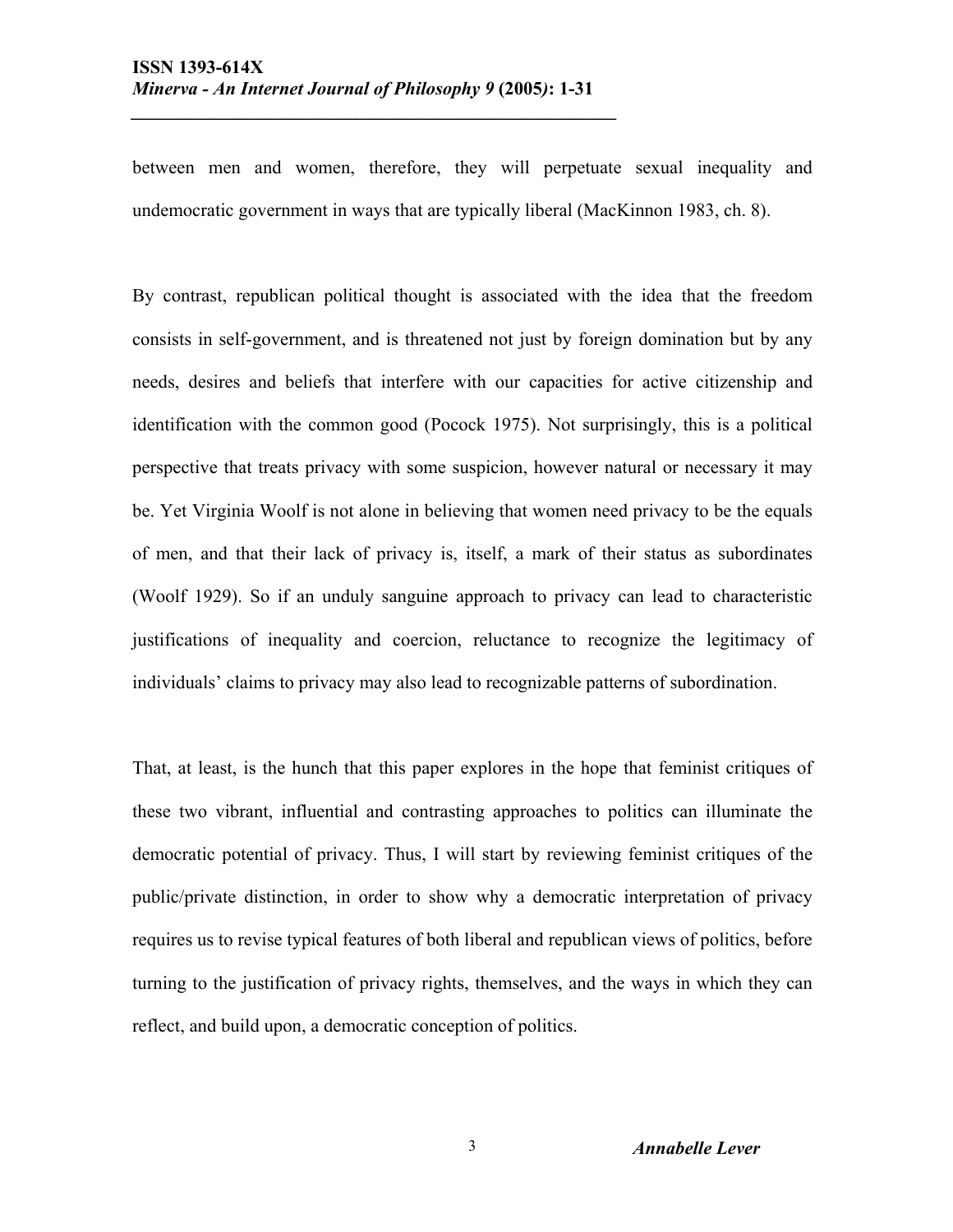between men and women, therefore, they will perpetuate sexual inequality and undemocratic government in ways that are typically liberal (MacKinnon 1983, ch. 8).

By contrast, republican political thought is associated with the idea that the freedom consists in self-government, and is threatened not just by foreign domination but by any needs, desires and beliefs that interfere with our capacities for active citizenship and identification with the common good (Pocock 1975). Not surprisingly, this is a political perspective that treats privacy with some suspicion, however natural or necessary it may be. Yet Virginia Woolf is not alone in believing that women need privacy to be the equals of men, and that their lack of privacy is, itself, a mark of their status as subordinates (Woolf 1929). So if an unduly sanguine approach to privacy can lead to characteristic justifications of inequality and coercion, reluctance to recognize the legitimacy of individuals' claims to privacy may also lead to recognizable patterns of subordination.

That, at least, is the hunch that this paper explores in the hope that feminist critiques of these two vibrant, influential and contrasting approaches to politics can illuminate the democratic potential of privacy. Thus, I will start by reviewing feminist critiques of the public/private distinction, in order to show why a democratic interpretation of privacy requires us to revise typical features of both liberal and republican views of politics, before turning to the justification of privacy rights, themselves, and the ways in which they can reflect, and build upon, a democratic conception of politics.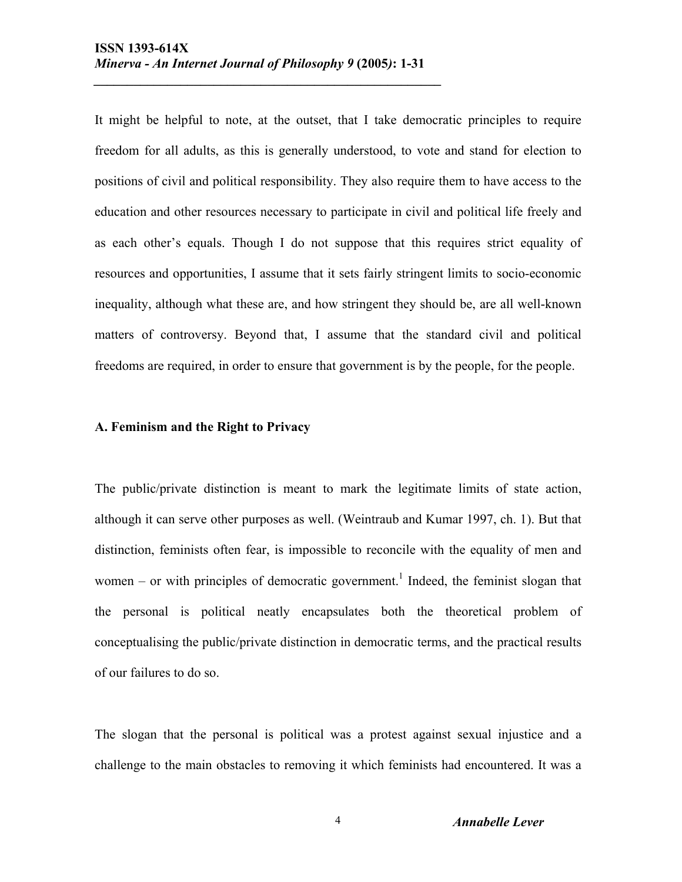It might be helpful to note, at the outset, that I take democratic principles to require freedom for all adults, as this is generally understood, to vote and stand for election to positions of civil and political responsibility. They also require them to have access to the education and other resources necessary to participate in civil and political life freely and as each other's equals. Though I do not suppose that this requires strict equality of resources and opportunities, I assume that it sets fairly stringent limits to socio-economic inequality, although what these are, and how stringent they should be, are all well-known matters of controversy. Beyond that, I assume that the standard civil and political freedoms are required, in order to ensure that government is by the people, for the people.

### A. Feminism and the Right to Privacy

The public/private distinction is meant to mark the legitimate limits of state action, although it can serve other purposes as well. (Weintraub and Kumar 1997, ch. 1). But that distinction, feminists often fear, is impossible to reconcile with the equality of men and women – or with principles of democratic government.[1] Indeed, the feminist slogan that the personal is political neatly encapsulates both the theoretical problem of conceptualising the public/private distinction in democratic terms, and the practical results of our failures to do so.

The slogan that the personal is political was a protest against sexual injustice and a challenge to the main obstacles to removing it which feminists had encountered. It was a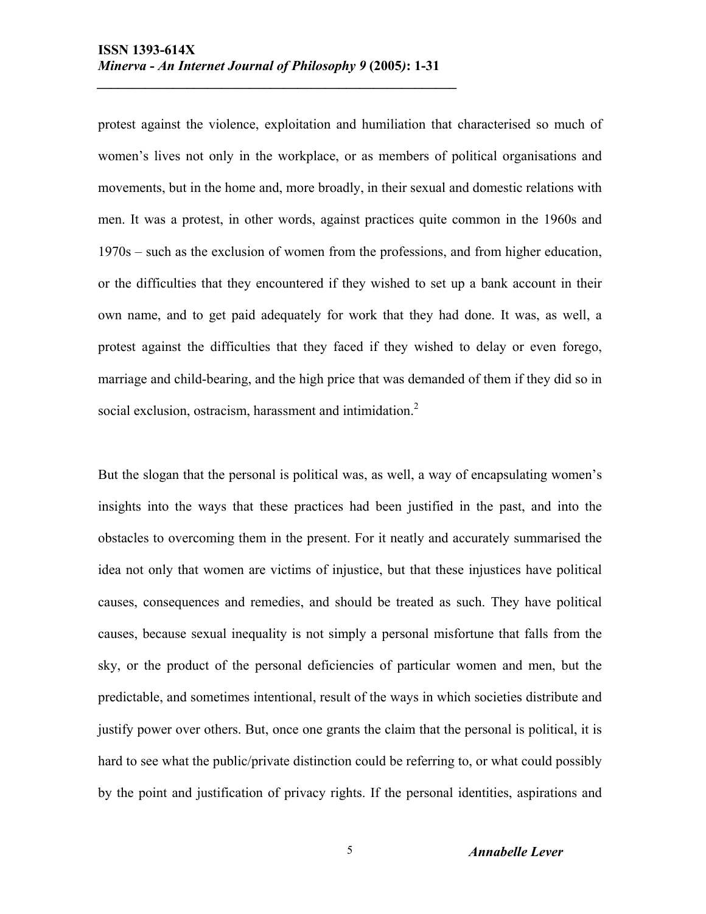protest against the violence, exploitation and humiliation that characterised so much of women's lives not only in the workplace, or as members of political organisations and movements, but in the home and, more broadly, in their sexual and domestic relations with men. It was a protest, in other words, against practices quite common in the 1960s and 1970s – such as the exclusion of women from the professions, and from higher education, or the difficulties that they encountered if they wished to set up a bank account in their own name, and to get paid adequately for work that they had done. It was, as well, a protest against the difficulties that they faced if they wished to delay or even forego, marriage and child-bearing, and the high price that was demanded of them if they did so in social exclusion, ostracism, harassment and intimidation.[2]

But the slogan that the personal is political was, as well, a way of encapsulating women's insights into the ways that these practices had been justified in the past, and into the obstacles to overcoming them in the present. For it neatly and accurately summarised the idea not only that women are victims of injustice, but that these injustices have political causes, consequences and remedies, and should be treated as such. They have political causes, because sexual inequality is not simply a personal misfortune that falls from the sky, or the product of the personal deficiencies of particular women and men, but the predictable, and sometimes intentional, result of the ways in which societies distribute and justify power over others. But, once one grants the claim that the personal is political, it is hard to see what the public/private distinction could be referring to, or what could possibly by the point and justification of privacy rights. If the personal identities, aspirations and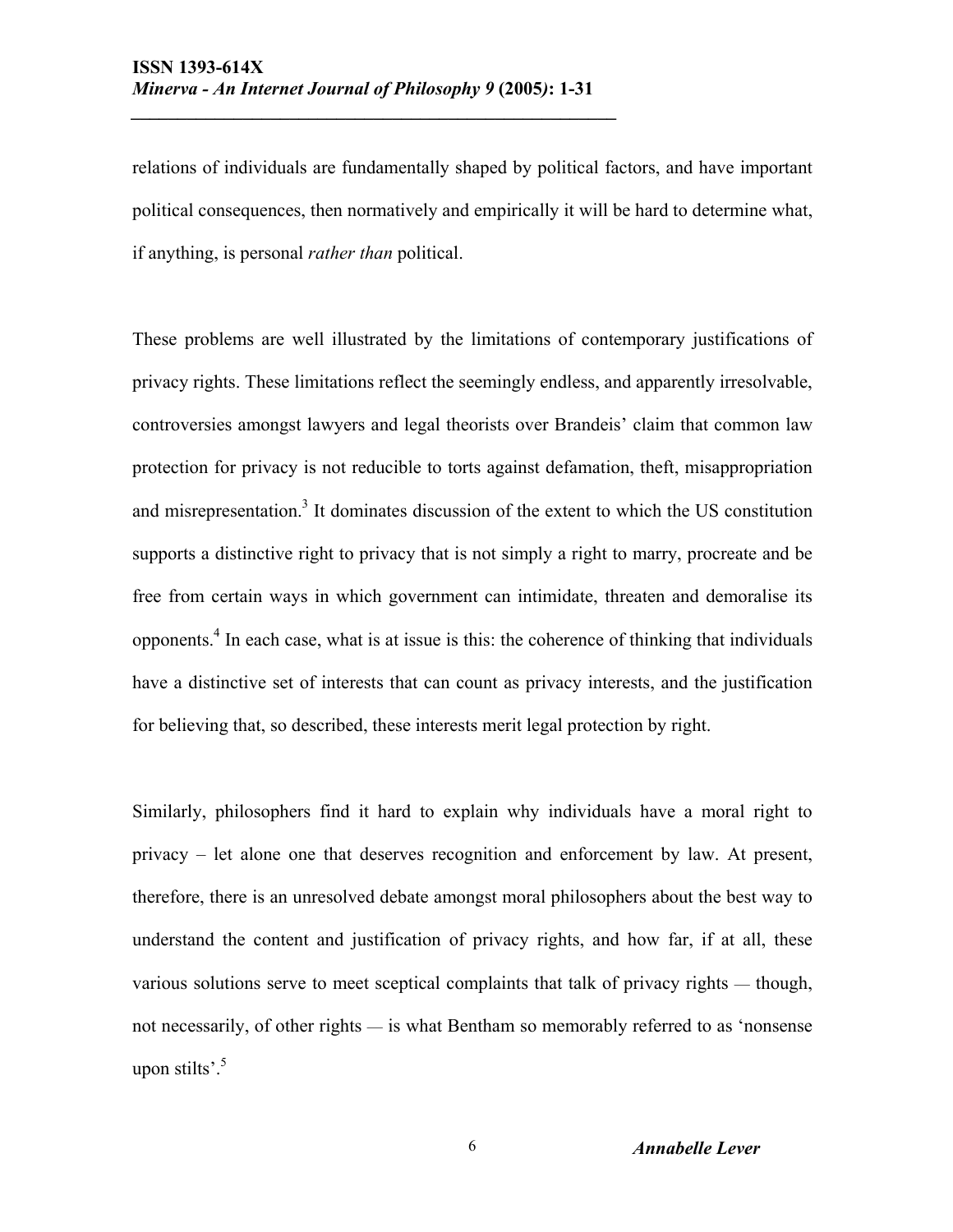relations of individuals are fundamentally shaped by political factors, and have important political consequences, then normatively and empirically it will be hard to determine what, if anything, is personal *rather than* political.

These problems are well illustrated by the limitations of contemporary justifications of privacy rights. These limitations reflect the seemingly endless, and apparently irresolvable, controversies amongst lawyers and legal theorists over Brandeis' claim that common law protection for privacy is not reducible to torts against defamation, theft, misappropriation and misrepresentation.[3] It dominates discussion of the extent to which the US constitution supports a distinctive right to privacy that is not simply a right to marry, procreate and be free from certain ways in which government can intimidate, threaten and demoralise its opponents.[4] In each case, what is at issue is this: the coherence of thinking that individuals have a distinctive set of interests that can count as privacy interests, and the justification for believing that, so described, these interests merit legal protection by right.

Similarly, philosophers find it hard to explain why individuals have a moral right to privacy – let alone one that deserves recognition and enforcement by law. At present, therefore, there is an unresolved debate amongst moral philosophers about the best way to understand the content and justification of privacy rights, and how far, if at all, these various solutions serve to meet sceptical complaints that talk of privacy rights — though, not necessarily, of other rights — is what Bentham so memorably referred to as 'nonsense upon stilts'.[5]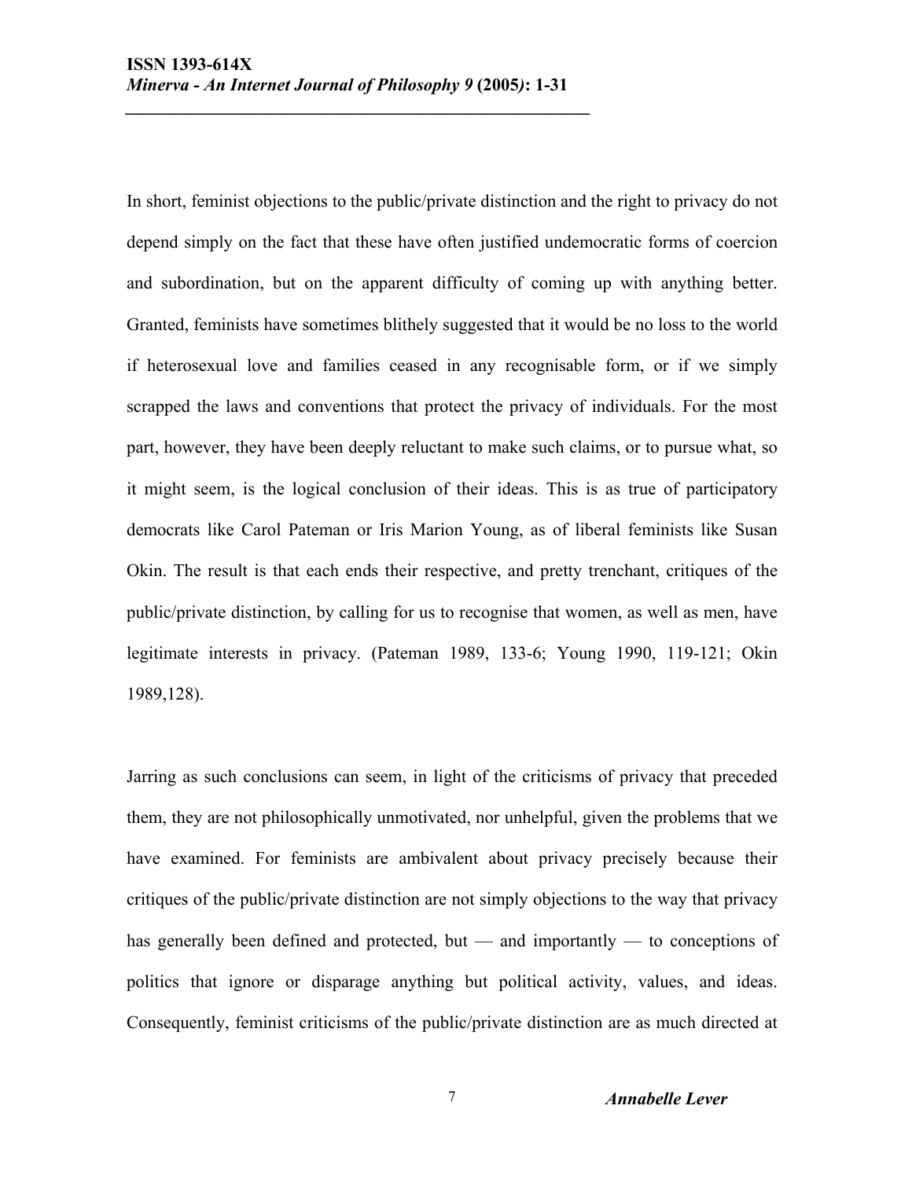In short, feminist objections to the public/private distinction and the right to privacy do not depend simply on the fact that these have often justified undemocratic forms of coercion and subordination, but on the apparent difficulty of coming up with anything better. Granted, feminists have sometimes blithely suggested that it would be no loss to the world if heterosexual love and families ceased in any recognisable form, or if we simply scrapped the laws and conventions that protect the privacy of individuals. For the most part, however, they have been deeply reluctant to make such claims, or to pursue what, so it might seem, is the logical conclusion of their ideas. This is as true of participatory democrats like Carol Pateman or Iris Marion Young, as of liberal feminists like Susan Okin. The result is that each ends their respective, and pretty trenchant, critiques of the public/private distinction, by calling for us to recognise that women, as well as men, have legitimate interests in privacy. (Pateman 1989, 133-6; Young 1990, 119-121; Okin 1989,128).

Jarring as such conclusions can seem, in light of the criticisms of privacy that preceded them, they are not philosophically unmotivated, nor unhelpful, given the problems that we have examined. For feminists are ambivalent about privacy precisely because their critiques of the public/private distinction are not simply objections to the way that privacy has generally been defined and protected, but — and importantly — to conceptions of politics that ignore or disparage anything but political activity, values, and ideas. Consequently, feminist criticisms of the public/private distinction are as much directed at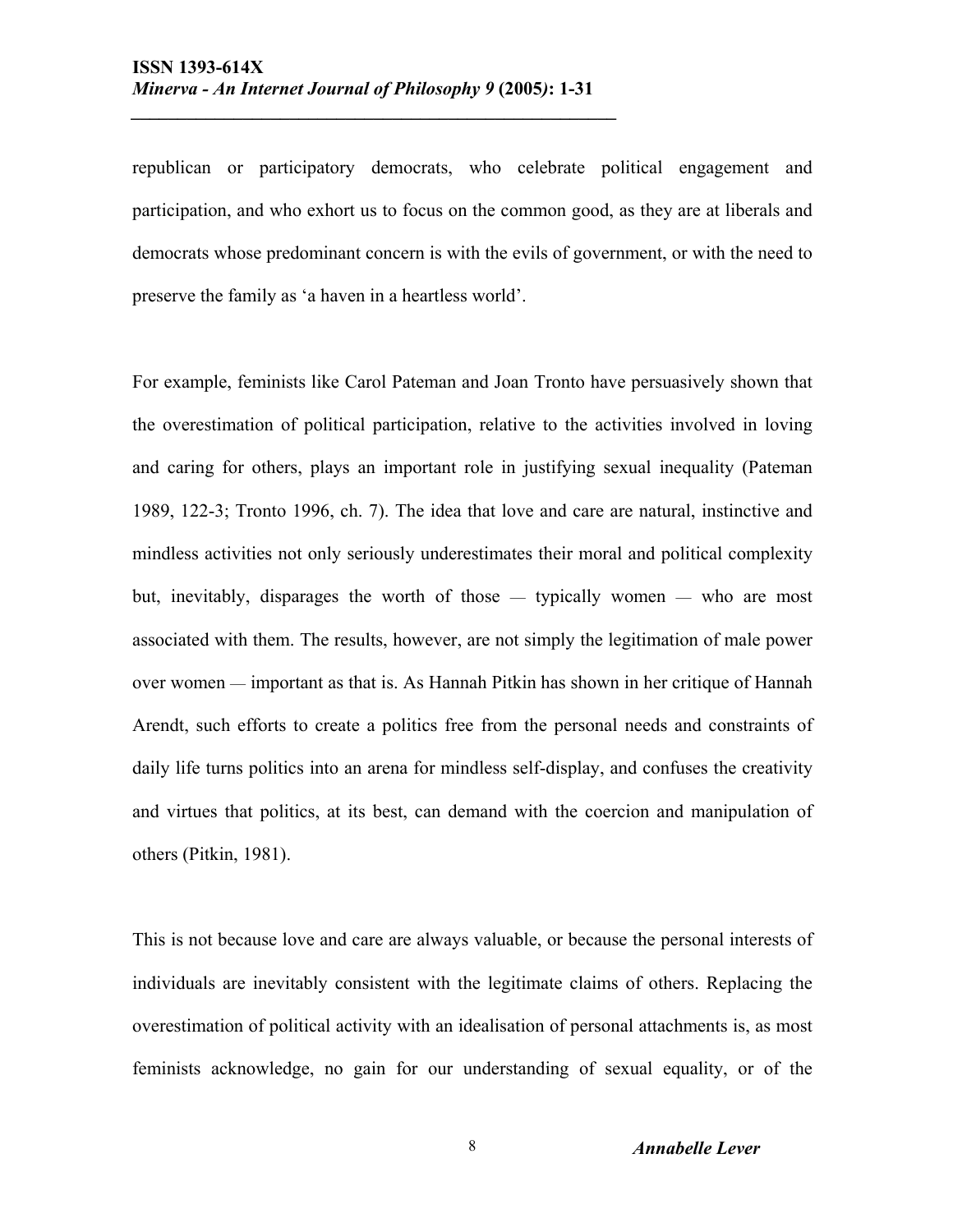republican or participatory democrats, who celebrate political engagement and participation, and who exhort us to focus on the common good, as they are at liberals and democrats whose predominant concern is with the evils of government, or with the need to preserve the family as 'a haven in a heartless world'.

For example, feminists like Carol Pateman and Joan Tronto have persuasively shown that the overestimation of political participation, relative to the activities involved in loving and caring for others, plays an important role in justifying sexual inequality (Pateman 1989, 122-3; Tronto 1996, ch. 7). The idea that love and care are natural, instinctive and mindless activities not only seriously underestimates their moral and political complexity but, inevitably, disparages the worth of those — typically women — who are most associated with them. The results, however, are not simply the legitimation of male power over women — important as that is. As Hannah Pitkin has shown in her critique of Hannah Arendt, such efforts to create a politics free from the personal needs and constraints of daily life turns politics into an arena for mindless self-display, and confuses the creativity and virtues that politics, at its best, can demand with the coercion and manipulation of others (Pitkin, 1981).

This is not because love and care are always valuable, or because the personal interests of individuals are inevitably consistent with the legitimate claims of others. Replacing the overestimation of political activity with an idealisation of personal attachments is, as most feminists acknowledge, no gain for our understanding of sexual equality, or of the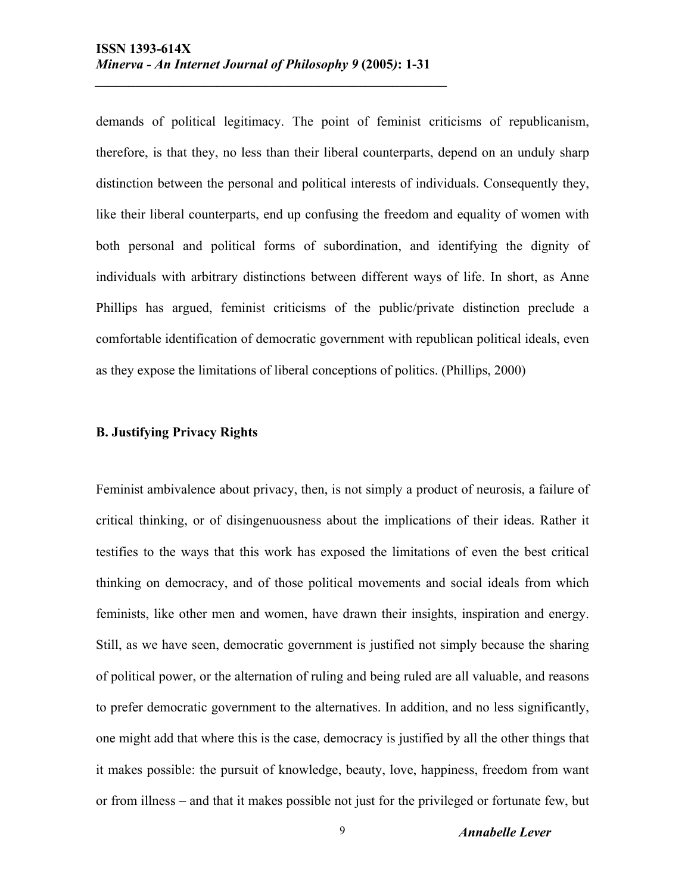demands of political legitimacy. The point of feminist criticisms of republicanism, therefore, is that they, no less than their liberal counterparts, depend on an unduly sharp distinction between the personal and political interests of individuals. Consequently they, like their liberal counterparts, end up confusing the freedom and equality of women with both personal and political forms of subordination, and identifying the dignity of individuals with arbitrary distinctions between different ways of life. In short, as Anne Phillips has argued, feminist criticisms of the public/private distinction preclude a comfortable identification of democratic government with republican political ideals, even as they expose the limitations of liberal conceptions of politics. (Phillips, 2000)

### B. Justifying Privacy Rights

Feminist ambivalence about privacy, then, is not simply a product of neurosis, a failure of critical thinking, or of disingenuousness about the implications of their ideas. Rather it testifies to the ways that this work has exposed the limitations of even the best critical thinking on democracy, and of those political movements and social ideals from which feminists, like other men and women, have drawn their insights, inspiration and energy. Still, as we have seen, democratic government is justified not simply because the sharing of political power, or the alternation of ruling and being ruled are all valuable, and reasons to prefer democratic government to the alternatives. In addition, and no less significantly, one might add that where this is the case, democracy is justified by all the other things that it makes possible: the pursuit of knowledge, beauty, love, happiness, freedom from want or from illness – and that it makes possible not just for the privileged or fortunate few, but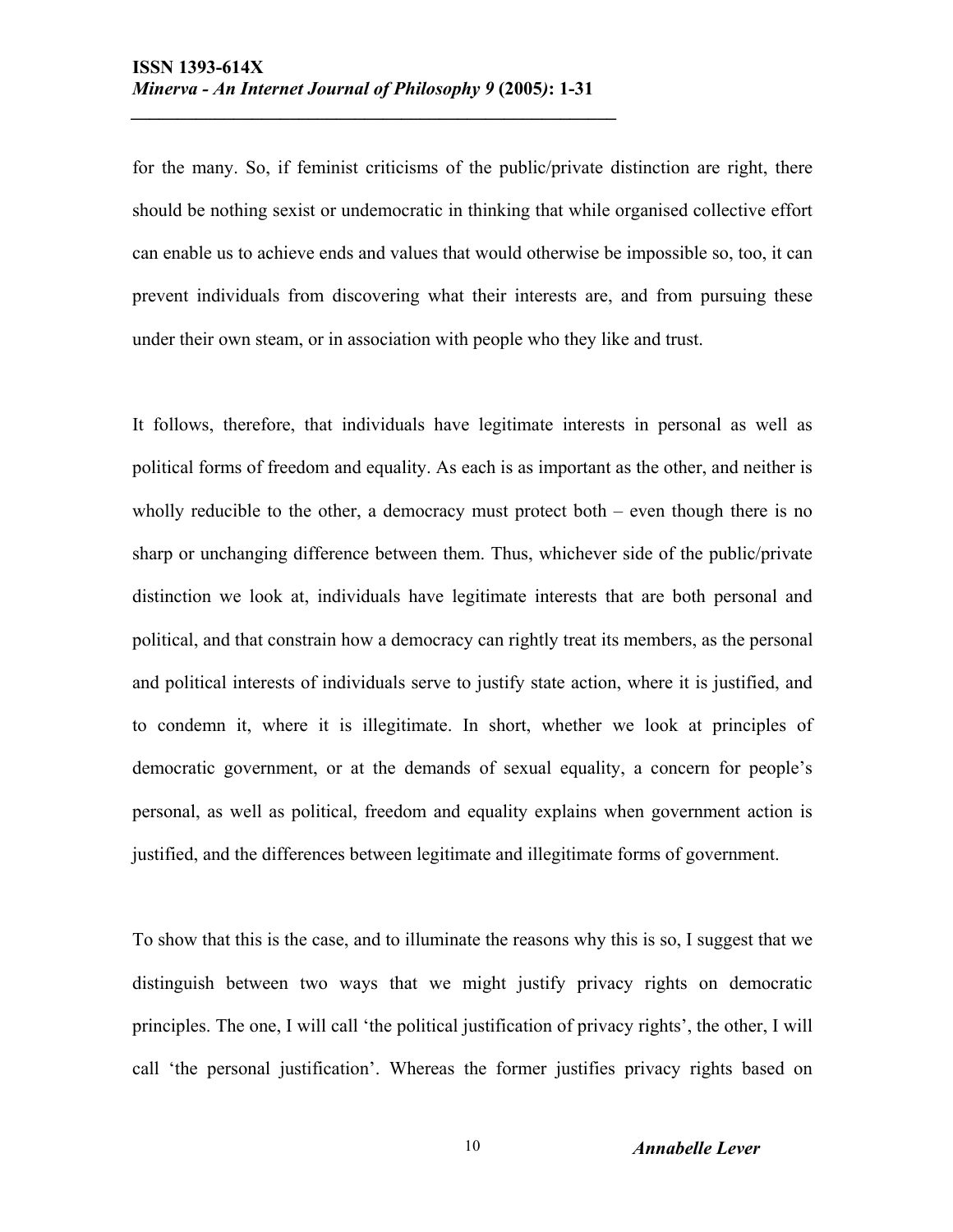for the many. So, if feminist criticisms of the public/private distinction are right, there should be nothing sexist or undemocratic in thinking that while organised collective effort can enable us to achieve ends and values that would otherwise be impossible so, too, it can prevent individuals from discovering what their interests are, and from pursuing these under their own steam, or in association with people who they like and trust.

It follows, therefore, that individuals have legitimate interests in personal as well as political forms of freedom and equality. As each is as important as the other, and neither is wholly reducible to the other, a democracy must protect both – even though there is no sharp or unchanging difference between them. Thus, whichever side of the public/private distinction we look at, individuals have legitimate interests that are both personal and political, and that constrain how a democracy can rightly treat its members, as the personal and political interests of individuals serve to justify state action, where it is justified, and to condemn it, where it is illegitimate. In short, whether we look at principles of democratic government, or at the demands of sexual equality, a concern for people's personal, as well as political, freedom and equality explains when government action is justified, and the differences between legitimate and illegitimate forms of government.

To show that this is the case, and to illuminate the reasons why this is so, I suggest that we distinguish between two ways that we might justify privacy rights on democratic principles. The one, I will call 'the political justification of privacy rights', the other, I will call 'the personal justification'. Whereas the former justifies privacy rights based on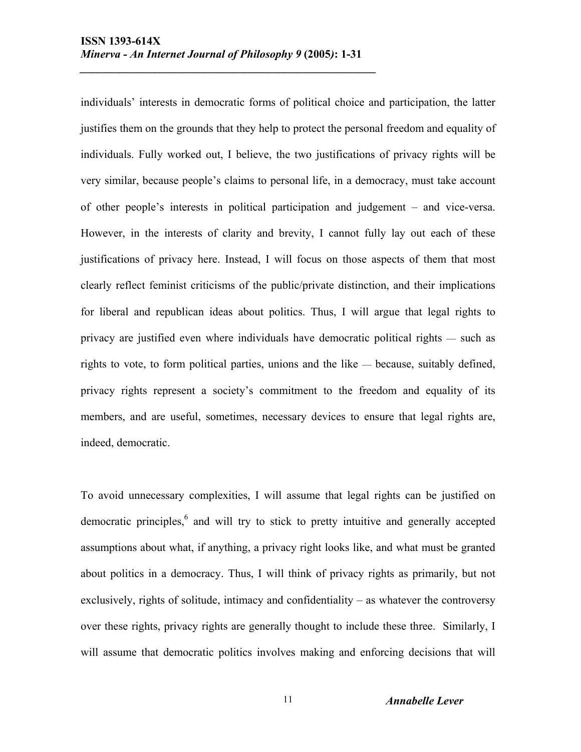individuals' interests in democratic forms of political choice and participation, the latter justifies them on the grounds that they help to protect the personal freedom and equality of individuals. Fully worked out, I believe, the two justifications of privacy rights will be very similar, because people's claims to personal life, in a democracy, must take account of other people's interests in political participation and judgement – and vice-versa. However, in the interests of clarity and brevity, I cannot fully lay out each of these justifications of privacy here. Instead, I will focus on those aspects of them that most clearly reflect feminist criticisms of the public/private distinction, and their implications for liberal and republican ideas about politics. Thus, I will argue that legal rights to privacy are justified even where individuals have democratic political rights — such as rights to vote, to form political parties, unions and the like — because, suitably defined, privacy rights represent a society's commitment to the freedom and equality of its members, and are useful, sometimes, necessary devices to ensure that legal rights are, indeed, democratic.

To avoid unnecessary complexities, I will assume that legal rights can be justified on democratic principles,[6] and will try to stick to pretty intuitive and generally accepted assumptions about what, if anything, a privacy right looks like, and what must be granted about politics in a democracy. Thus, I will think of privacy rights as primarily, but not exclusively, rights of solitude, intimacy and confidentiality – as whatever the controversy over these rights, privacy rights are generally thought to include these three. Similarly, I will assume that democratic politics involves making and enforcing decisions that will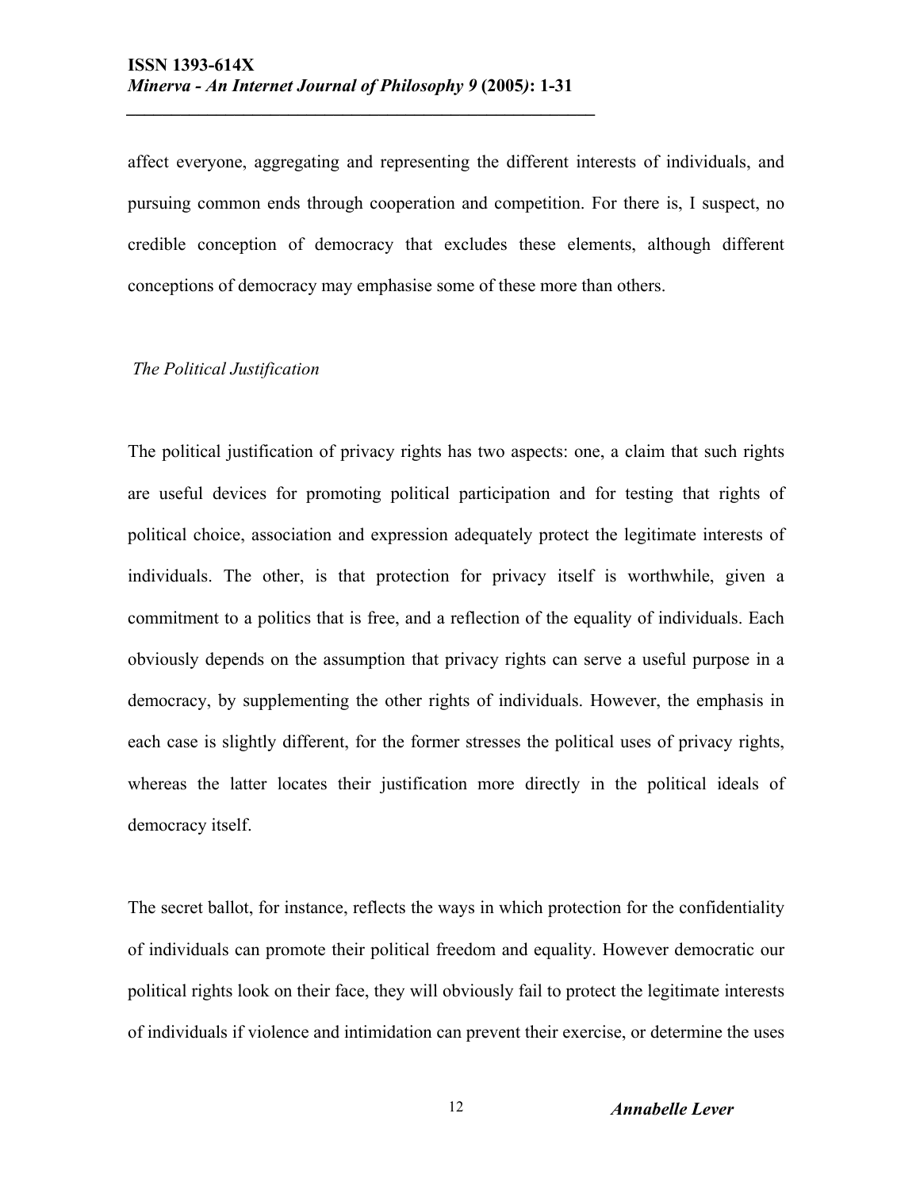affect everyone, aggregating and representing the different interests of individuals, and pursuing common ends through cooperation and competition. For there is, I suspect, no credible conception of democracy that excludes these elements, although different conceptions of democracy may emphasise some of these more than others.

### *The Political Justification*

The political justification of privacy rights has two aspects: one, a claim that such rights are useful devices for promoting political participation and for testing that rights of political choice, association and expression adequately protect the legitimate interests of individuals. The other, is that protection for privacy itself is worthwhile, given a commitment to a politics that is free, and a reflection of the equality of individuals. Each obviously depends on the assumption that privacy rights can serve a useful purpose in a democracy, by supplementing the other rights of individuals. However, the emphasis in each case is slightly different, for the former stresses the political uses of privacy rights, whereas the latter locates their justification more directly in the political ideals of democracy itself.

The secret ballot, for instance, reflects the ways in which protection for the confidentiality of individuals can promote their political freedom and equality. However democratic our political rights look on their face, they will obviously fail to protect the legitimate interests of individuals if violence and intimidation can prevent their exercise, or determine the uses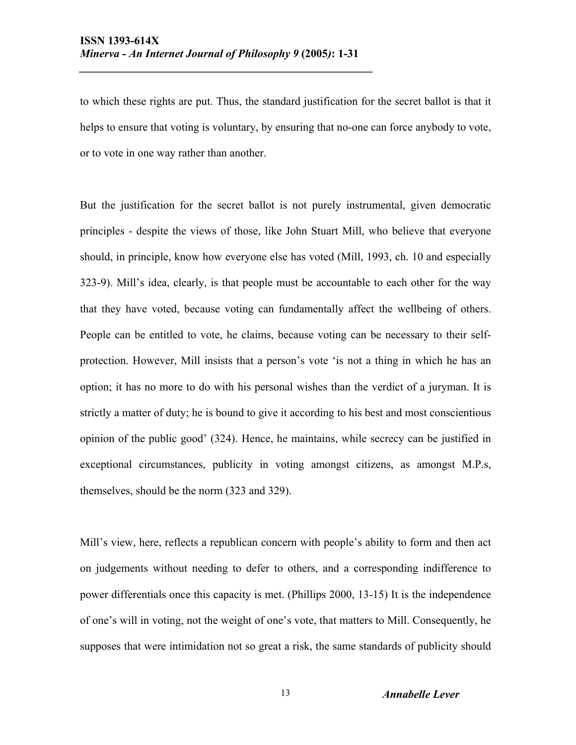to which these rights are put. Thus, the standard justification for the secret ballot is that it helps to ensure that voting is voluntary, by ensuring that no-one can force anybody to vote, or to vote in one way rather than another.

But the justification for the secret ballot is not purely instrumental, given democratic principles - despite the views of those, like John Stuart Mill, who believe that everyone should, in principle, know how everyone else has voted (Mill, 1993, ch. 10 and especially 323-9). Mill's idea, clearly, is that people must be accountable to each other for the way that they have voted, because voting can fundamentally affect the wellbeing of others. People can be entitled to vote, he claims, because voting can be necessary to their self-protection. However, Mill insists that a person's vote 'is not a thing in which he has an option; it has no more to do with his personal wishes than the verdict of a juryman. It is strictly a matter of duty; he is bound to give it according to his best and most conscientious opinion of the public good' (324). Hence, he maintains, while secrecy can be justified in exceptional circumstances, publicity in voting amongst citizens, as amongst M.P.s, themselves, should be the norm (323 and 329).

Mill's view, here, reflects a republican concern with people's ability to form and then act on judgements without needing to defer to others, and a corresponding indifference to power differentials once this capacity is met. (Phillips 2000, 13-15) It is the independence of one's will in voting, not the weight of one's vote, that matters to Mill. Consequently, he supposes that were intimidation not so great a risk, the same standards of publicity should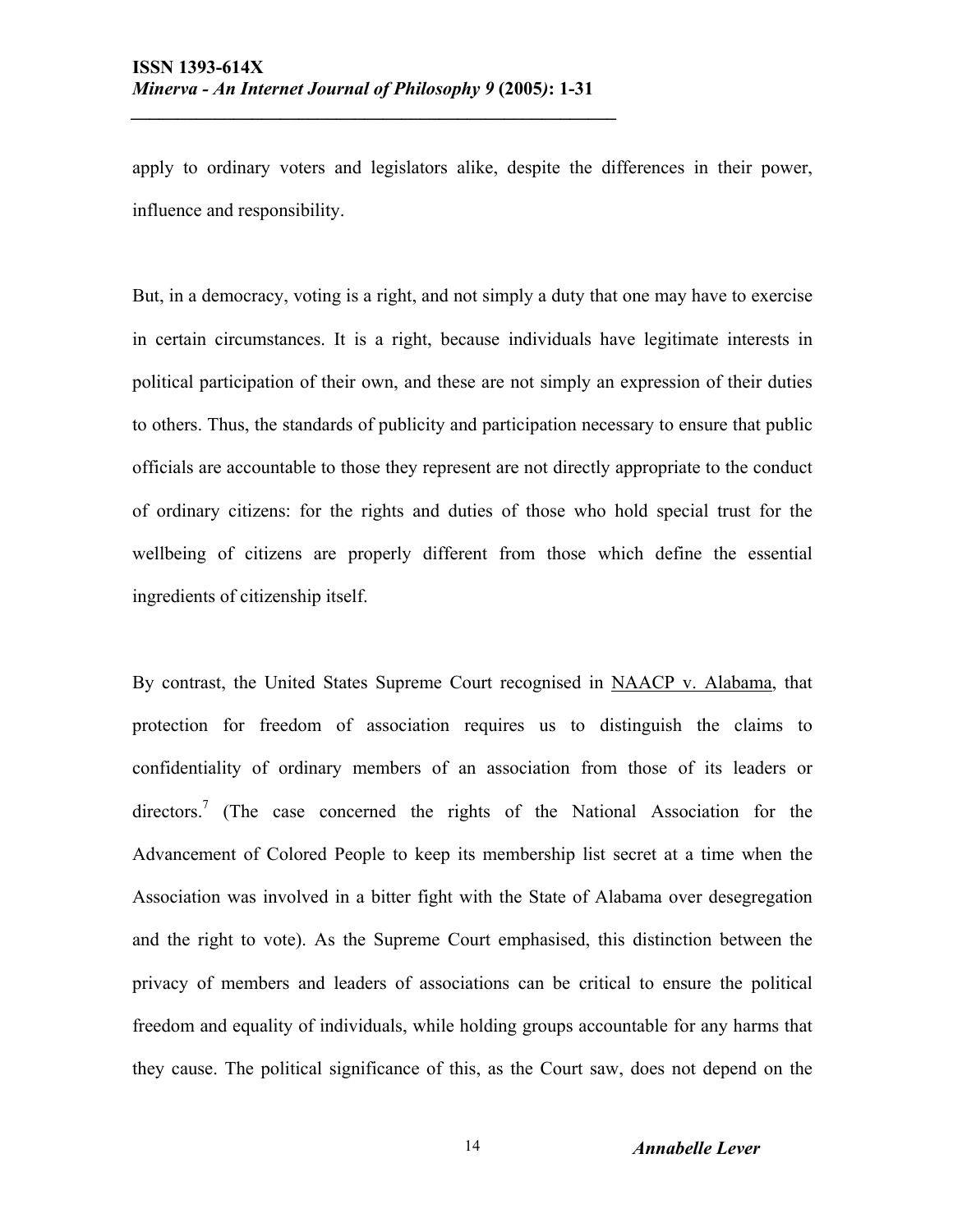apply to ordinary voters and legislators alike, despite the differences in their power, influence and responsibility.

But, in a democracy, voting is a right, and not simply a duty that one may have to exercise in certain circumstances. It is a right, because individuals have legitimate interests in political participation of their own, and these are not simply an expression of their duties to others. Thus, the standards of publicity and participation necessary to ensure that public officials are accountable to those they represent are not directly appropriate to the conduct of ordinary citizens: for the rights and duties of those who hold special trust for the wellbeing of citizens are properly different from those which define the essential ingredients of citizenship itself.

By contrast, the United States Supreme Court recognised in NAACP v. Alabama, that protection for freedom of association requires us to distinguish the claims to confidentiality of ordinary members of an association from those of its leaders or directors.[7] (The case concerned the rights of the National Association for the Advancement of Colored People to keep its membership list secret at a time when the Association was involved in a bitter fight with the State of Alabama over desegregation and the right to vote). As the Supreme Court emphasised, this distinction between the privacy of members and leaders of associations can be critical to ensure the political freedom and equality of individuals, while holding groups accountable for any harms that they cause. The political significance of this, as the Court saw, does not depend on the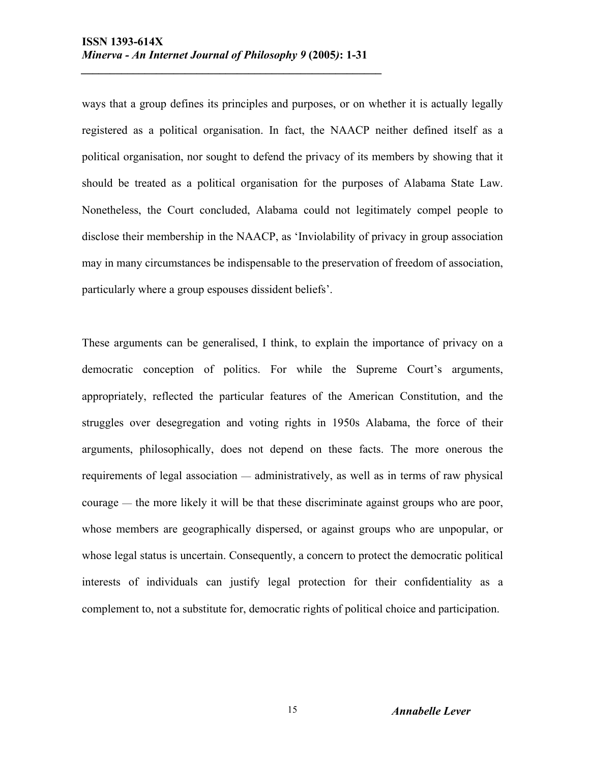ways that a group defines its principles and purposes, or on whether it is actually legally registered as a political organisation. In fact, the NAACP neither defined itself as a political organisation, nor sought to defend the privacy of its members by showing that it should be treated as a political organisation for the purposes of Alabama State Law. Nonetheless, the Court concluded, Alabama could not legitimately compel people to disclose their membership in the NAACP, as 'Inviolability of privacy in group association may in many circumstances be indispensable to the preservation of freedom of association, particularly where a group espouses dissident beliefs'.

These arguments can be generalised, I think, to explain the importance of privacy on a democratic conception of politics. For while the Supreme Court's arguments, appropriately, reflected the particular features of the American Constitution, and the struggles over desegregation and voting rights in 1950s Alabama, the force of their arguments, philosophically, does not depend on these facts. The more onerous the requirements of legal association — administratively, as well as in terms of raw physical courage — the more likely it will be that these discriminate against groups who are poor, whose members are geographically dispersed, or against groups who are unpopular, or whose legal status is uncertain. Consequently, a concern to protect the democratic political interests of individuals can justify legal protection for their confidentiality as a complement to, not a substitute for, democratic rights of political choice and participation.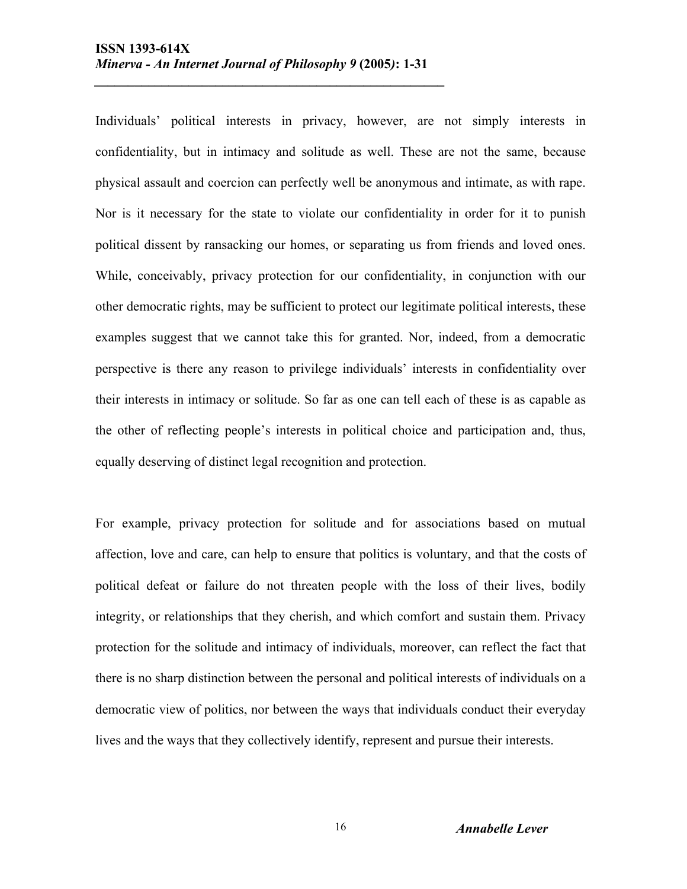Individuals' political interests in privacy, however, are not simply interests in confidentiality, but in intimacy and solitude as well. These are not the same, because physical assault and coercion can perfectly well be anonymous and intimate, as with rape. Nor is it necessary for the state to violate our confidentiality in order for it to punish political dissent by ransacking our homes, or separating us from friends and loved ones. While, conceivably, privacy protection for our confidentiality, in conjunction with our other democratic rights, may be sufficient to protect our legitimate political interests, these examples suggest that we cannot take this for granted. Nor, indeed, from a democratic perspective is there any reason to privilege individuals' interests in confidentiality over their interests in intimacy or solitude. So far as one can tell each of these is as capable as the other of reflecting people's interests in political choice and participation and, thus, equally deserving of distinct legal recognition and protection.

For example, privacy protection for solitude and for associations based on mutual affection, love and care, can help to ensure that politics is voluntary, and that the costs of political defeat or failure do not threaten people with the loss of their lives, bodily integrity, or relationships that they cherish, and which comfort and sustain them. Privacy protection for the solitude and intimacy of individuals, moreover, can reflect the fact that there is no sharp distinction between the personal and political interests of individuals on a democratic view of politics, nor between the ways that individuals conduct their everyday lives and the ways that they collectively identify, represent and pursue their interests.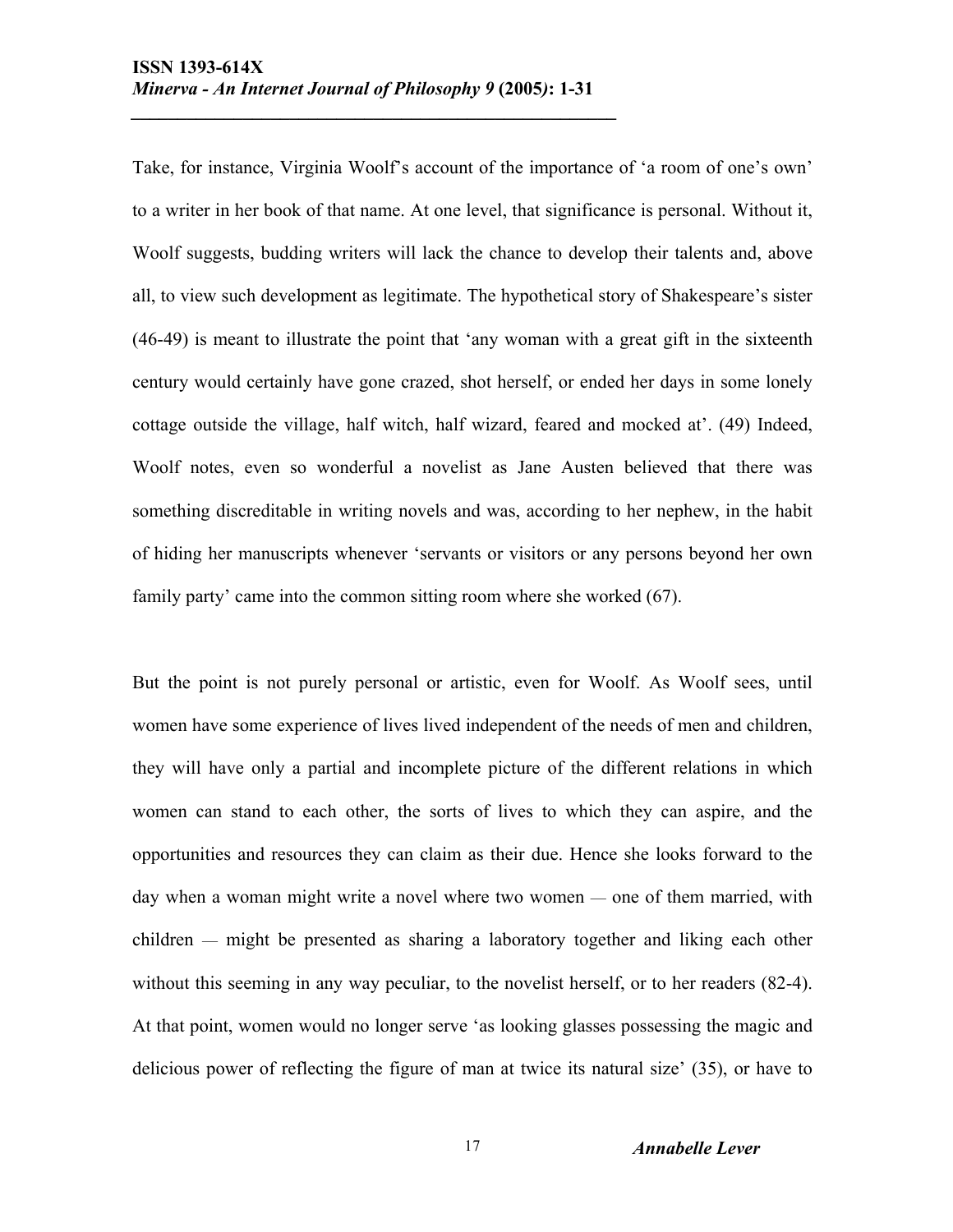Take, for instance, Virginia Woolf's account of the importance of 'a room of one's own' to a writer in her book of that name. At one level, that significance is personal. Without it, Woolf suggests, budding writers will lack the chance to develop their talents and, above all, to view such development as legitimate. The hypothetical story of Shakespeare's sister (46-49) is meant to illustrate the point that 'any woman with a great gift in the sixteenth century would certainly have gone crazed, shot herself, or ended her days in some lonely cottage outside the village, half witch, half wizard, feared and mocked at'. (49) Indeed, Woolf notes, even so wonderful a novelist as Jane Austen believed that there was something discreditable in writing novels and was, according to her nephew, in the habit of hiding her manuscripts whenever 'servants or visitors or any persons beyond her own family party' came into the common sitting room where she worked (67).

But the point is not purely personal or artistic, even for Woolf. As Woolf sees, until women have some experience of lives lived independent of the needs of men and children, they will have only a partial and incomplete picture of the different relations in which women can stand to each other, the sorts of lives to which they can aspire, and the opportunities and resources they can claim as their due. Hence she looks forward to the day when a woman might write a novel where two women — one of them married, with children — might be presented as sharing a laboratory together and liking each other without this seeming in any way peculiar, to the novelist herself, or to her readers (82-4). At that point, women would no longer serve 'as looking glasses possessing the magic and delicious power of reflecting the figure of man at twice its natural size' (35), or have to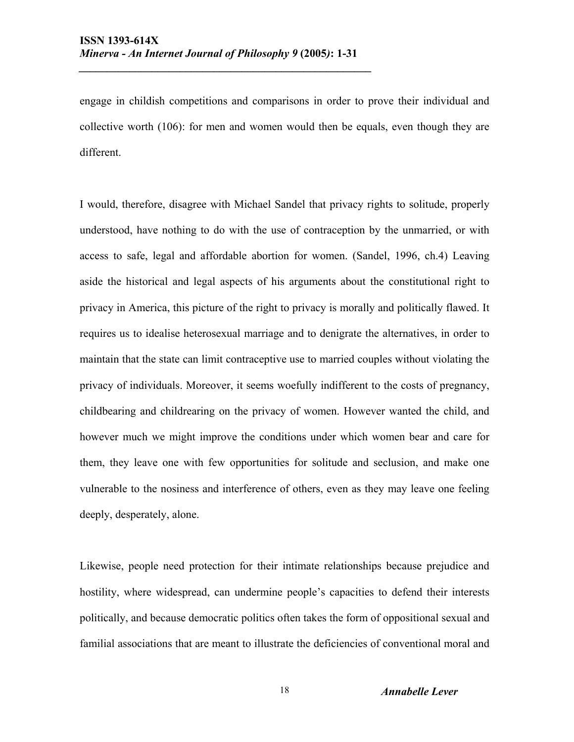engage in childish competitions and comparisons in order to prove their individual and collective worth (106): for men and women would then be equals, even though they are different.

I would, therefore, disagree with Michael Sandel that privacy rights to solitude, properly understood, have nothing to do with the use of contraception by the unmarried, or with access to safe, legal and affordable abortion for women. (Sandel, 1996, ch.4) Leaving aside the historical and legal aspects of his arguments about the constitutional right to privacy in America, this picture of the right to privacy is morally and politically flawed. It requires us to idealise heterosexual marriage and to denigrate the alternatives, in order to maintain that the state can limit contraceptive use to married couples without violating the privacy of individuals. Moreover, it seems woefully indifferent to the costs of pregnancy, childbearing and childrearing on the privacy of women. However wanted the child, and however much we might improve the conditions under which women bear and care for them, they leave one with few opportunities for solitude and seclusion, and make one vulnerable to the nosiness and interference of others, even as they may leave one feeling deeply, desperately, alone.

Likewise, people need protection for their intimate relationships because prejudice and hostility, where widespread, can undermine people's capacities to defend their interests politically, and because democratic politics often takes the form of oppositional sexual and familial associations that are meant to illustrate the deficiencies of conventional moral and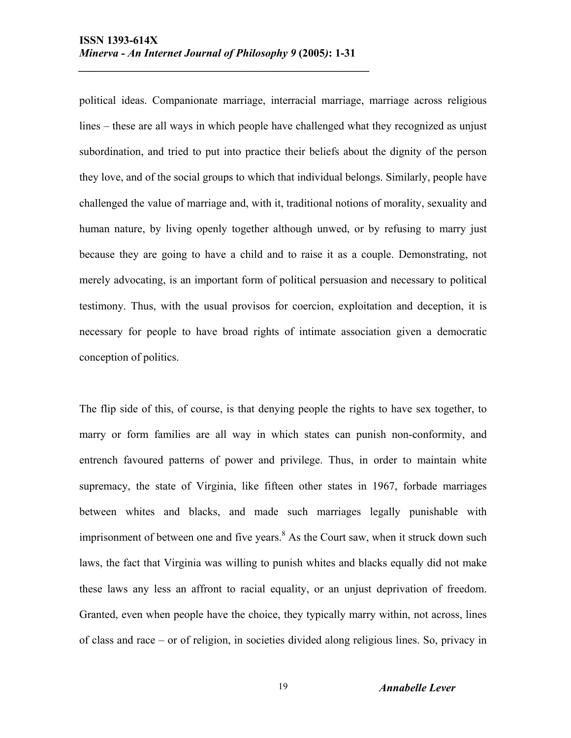political ideas. Companionate marriage, interracial marriage, marriage across religious lines – these are all ways in which people have challenged what they recognized as unjust subordination, and tried to put into practice their beliefs about the dignity of the person they love, and of the social groups to which that individual belongs. Similarly, people have challenged the value of marriage and, with it, traditional notions of morality, sexuality and human nature, by living openly together although unwed, or by refusing to marry just because they are going to have a child and to raise it as a couple. Demonstrating, not merely advocating, is an important form of political persuasion and necessary to political testimony. Thus, with the usual provisos for coercion, exploitation and deception, it is necessary for people to have broad rights of intimate association given a democratic conception of politics.

The flip side of this, of course, is that denying people the rights to have sex together, to marry or form families are all way in which states can punish non-conformity, and entrench favoured patterns of power and privilege. Thus, in order to maintain white supremacy, the state of Virginia, like fifteen other states in 1967, forbade marriages between whites and blacks, and made such marriages legally punishable with imprisonment of between one and five years.[8] As the Court saw, when it struck down such laws, the fact that Virginia was willing to punish whites and blacks equally did not make these laws any less an affront to racial equality, or an unjust deprivation of freedom. Granted, even when people have the choice, they typically marry within, not across, lines of class and race – or of religion, in societies divided along religious lines. So, privacy in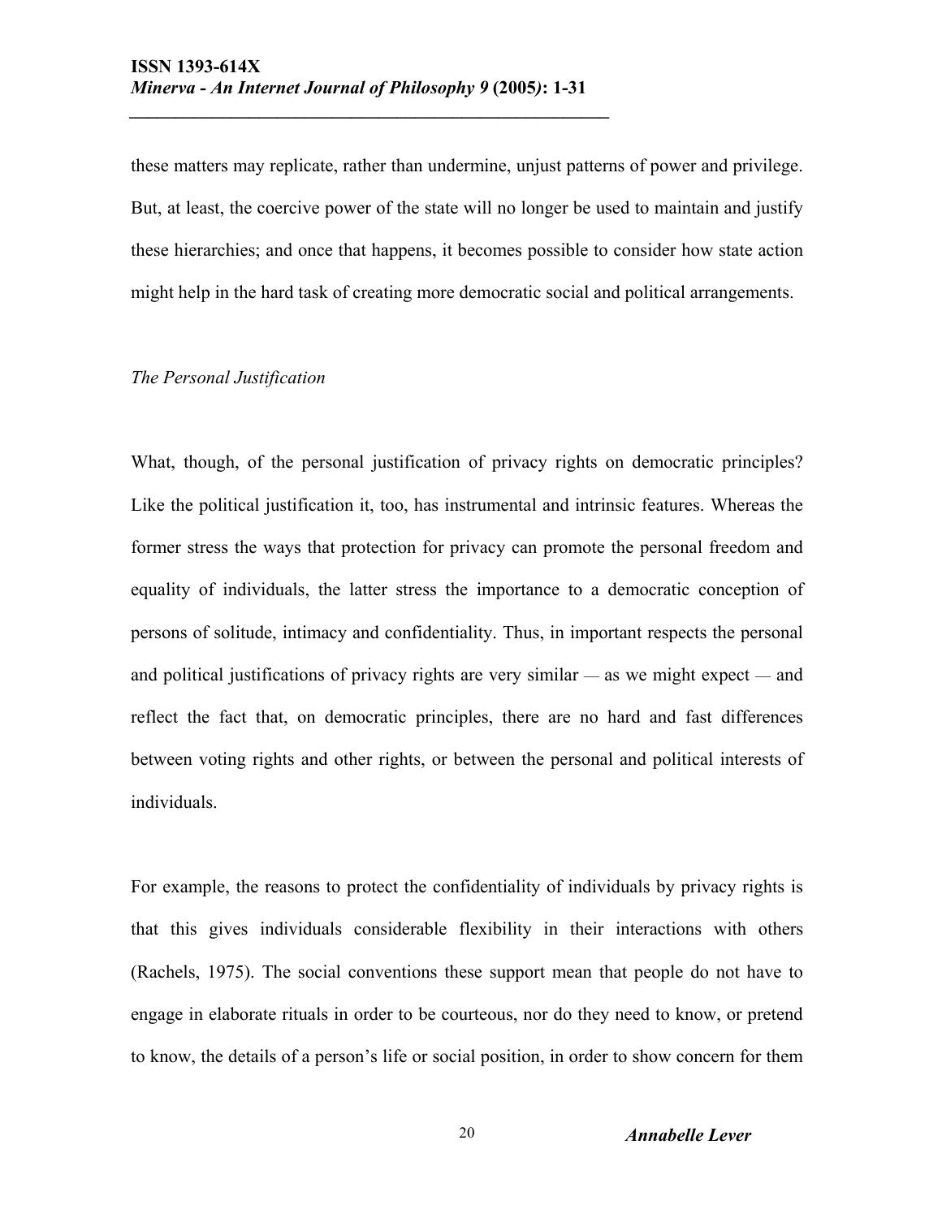these matters may replicate, rather than undermine, unjust patterns of power and privilege. But, at least, the coercive power of the state will no longer be used to maintain and justify these hierarchies; and once that happens, it becomes possible to consider how state action might help in the hard task of creating more democratic social and political arrangements.

*The Personal Justification*

What, though, of the personal justification of privacy rights on democratic principles? Like the political justification it, too, has instrumental and intrinsic features. Whereas the former stress the ways that protection for privacy can promote the personal freedom and equality of individuals, the latter stress the importance to a democratic conception of persons of solitude, intimacy and confidentiality. Thus, in important respects the personal and political justifications of privacy rights are very similar — as we might expect — and reflect the fact that, on democratic principles, there are no hard and fast differences between voting rights and other rights, or between the personal and political interests of individuals.

For example, the reasons to protect the confidentiality of individuals by privacy rights is that this gives individuals considerable flexibility in their interactions with others (Rachels, 1975). The social conventions these support mean that people do not have to engage in elaborate rituals in order to be courteous, nor do they need to know, or pretend to know, the details of a person's life or social position, in order to show concern for them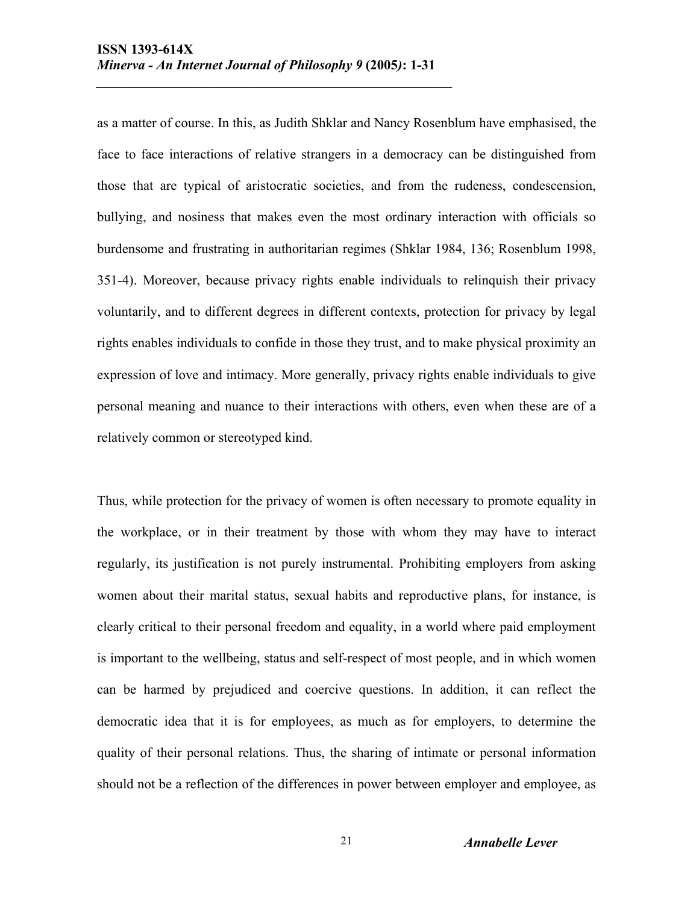as a matter of course. In this, as Judith Shklar and Nancy Rosenblum have emphasised, the face to face interactions of relative strangers in a democracy can be distinguished from those that are typical of aristocratic societies, and from the rudeness, condescension, bullying, and nosiness that makes even the most ordinary interaction with officials so burdensome and frustrating in authoritarian regimes (Shklar 1984, 136; Rosenblum 1998, 351-4). Moreover, because privacy rights enable individuals to relinquish their privacy voluntarily, and to different degrees in different contexts, protection for privacy by legal rights enables individuals to confide in those they trust, and to make physical proximity an expression of love and intimacy. More generally, privacy rights enable individuals to give personal meaning and nuance to their interactions with others, even when these are of a relatively common or stereotyped kind.

Thus, while protection for the privacy of women is often necessary to promote equality in the workplace, or in their treatment by those with whom they may have to interact regularly, its justification is not purely instrumental. Prohibiting employers from asking women about their marital status, sexual habits and reproductive plans, for instance, is clearly critical to their personal freedom and equality, in a world where paid employment is important to the wellbeing, status and self-respect of most people, and in which women can be harmed by prejudiced and coercive questions. In addition, it can reflect the democratic idea that it is for employees, as much as for employers, to determine the quality of their personal relations. Thus, the sharing of intimate or personal information should not be a reflection of the differences in power between employer and employee, as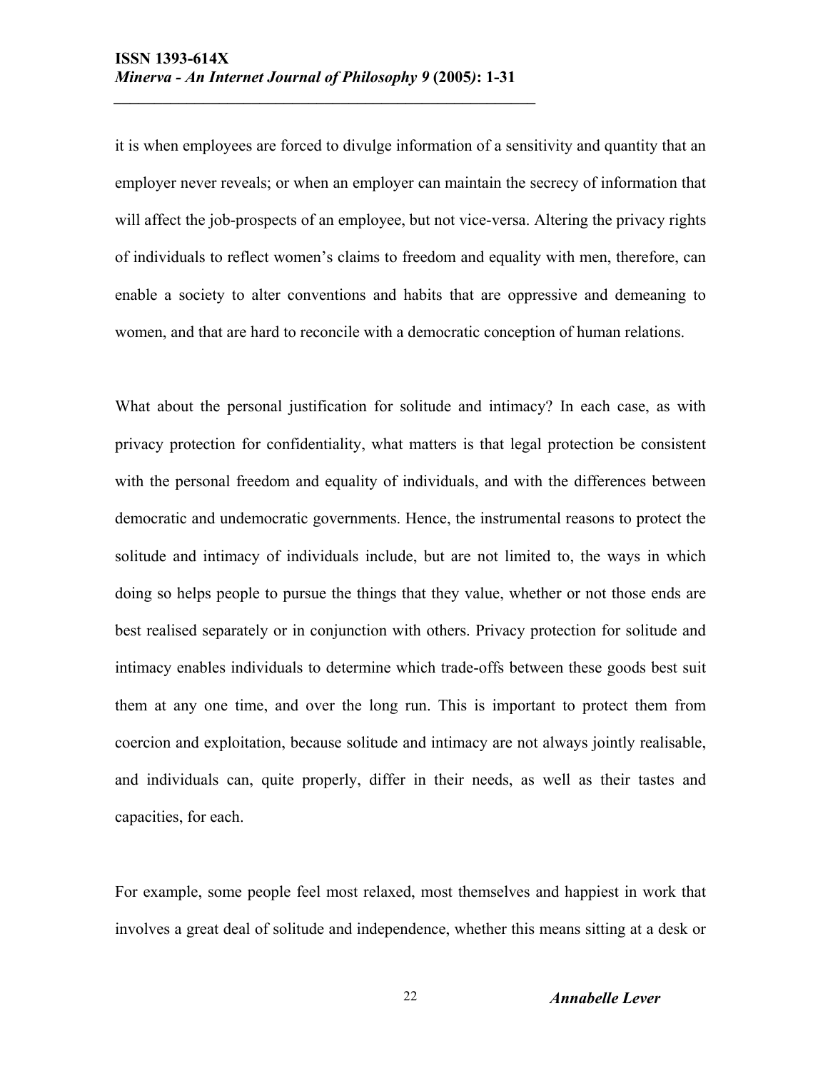it is when employees are forced to divulge information of a sensitivity and quantity that an employer never reveals; or when an employer can maintain the secrecy of information that will affect the job-prospects of an employee, but not vice-versa. Altering the privacy rights of individuals to reflect women's claims to freedom and equality with men, therefore, can enable a society to alter conventions and habits that are oppressive and demeaning to women, and that are hard to reconcile with a democratic conception of human relations.

What about the personal justification for solitude and intimacy? In each case, as with privacy protection for confidentiality, what matters is that legal protection be consistent with the personal freedom and equality of individuals, and with the differences between democratic and undemocratic governments. Hence, the instrumental reasons to protect the solitude and intimacy of individuals include, but are not limited to, the ways in which doing so helps people to pursue the things that they value, whether or not those ends are best realised separately or in conjunction with others. Privacy protection for solitude and intimacy enables individuals to determine which trade-offs between these goods best suit them at any one time, and over the long run. This is important to protect them from coercion and exploitation, because solitude and intimacy are not always jointly realisable, and individuals can, quite properly, differ in their needs, as well as their tastes and capacities, for each.

For example, some people feel most relaxed, most themselves and happiest in work that involves a great deal of solitude and independence, whether this means sitting at a desk or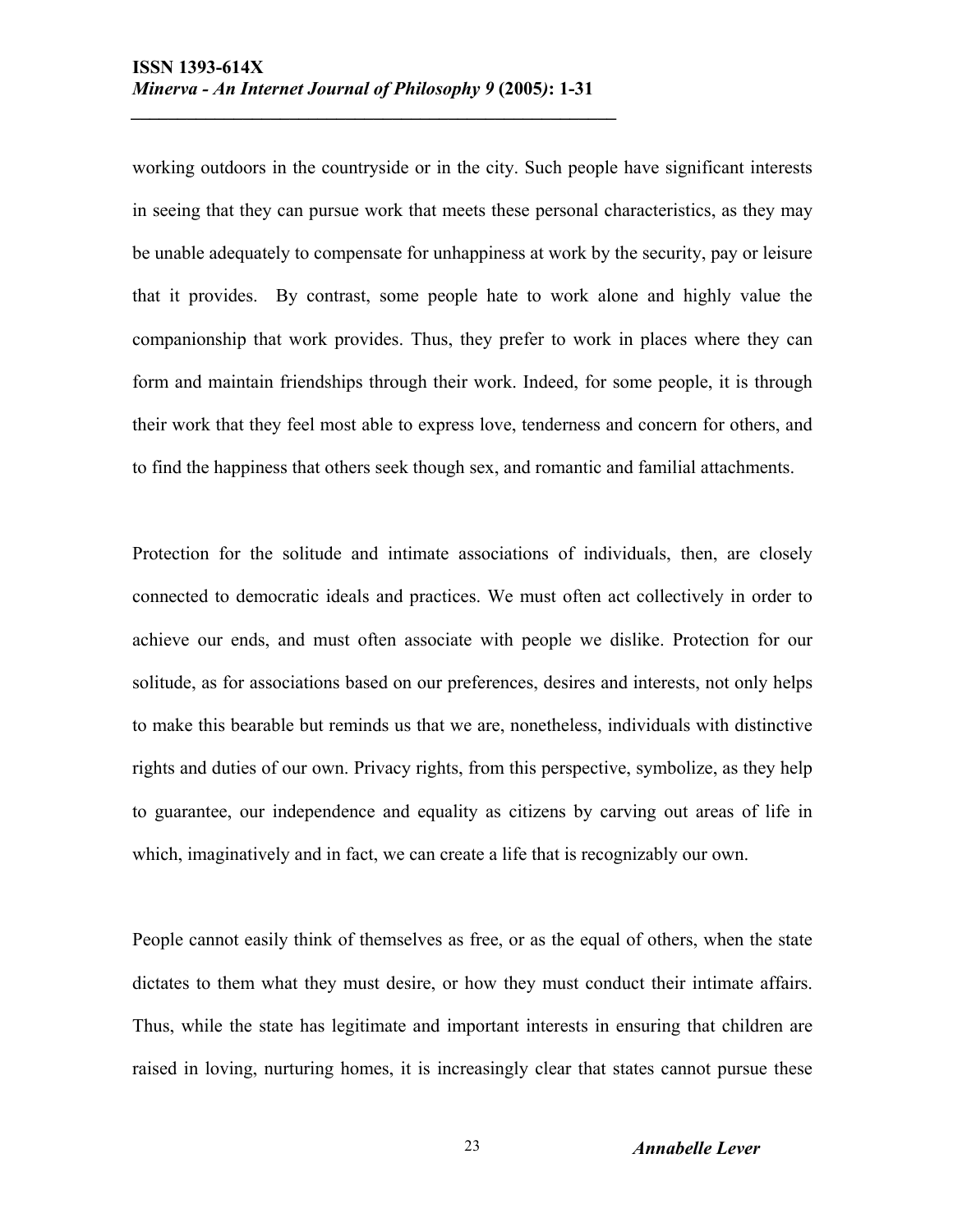working outdoors in the countryside or in the city. Such people have significant interests in seeing that they can pursue work that meets these personal characteristics, as they may be unable adequately to compensate for unhappiness at work by the security, pay or leisure that it provides. By contrast, some people hate to work alone and highly value the companionship that work provides. Thus, they prefer to work in places where they can form and maintain friendships through their work. Indeed, for some people, it is through their work that they feel most able to express love, tenderness and concern for others, and to find the happiness that others seek though sex, and romantic and familial attachments.

Protection for the solitude and intimate associations of individuals, then, are closely connected to democratic ideals and practices. We must often act collectively in order to achieve our ends, and must often associate with people we dislike. Protection for our solitude, as for associations based on our preferences, desires and interests, not only helps to make this bearable but reminds us that we are, nonetheless, individuals with distinctive rights and duties of our own. Privacy rights, from this perspective, symbolize, as they help to guarantee, our independence and equality as citizens by carving out areas of life in which, imaginatively and in fact, we can create a life that is recognizably our own.

People cannot easily think of themselves as free, or as the equal of others, when the state dictates to them what they must desire, or how they must conduct their intimate affairs. Thus, while the state has legitimate and important interests in ensuring that children are raised in loving, nurturing homes, it is increasingly clear that states cannot pursue these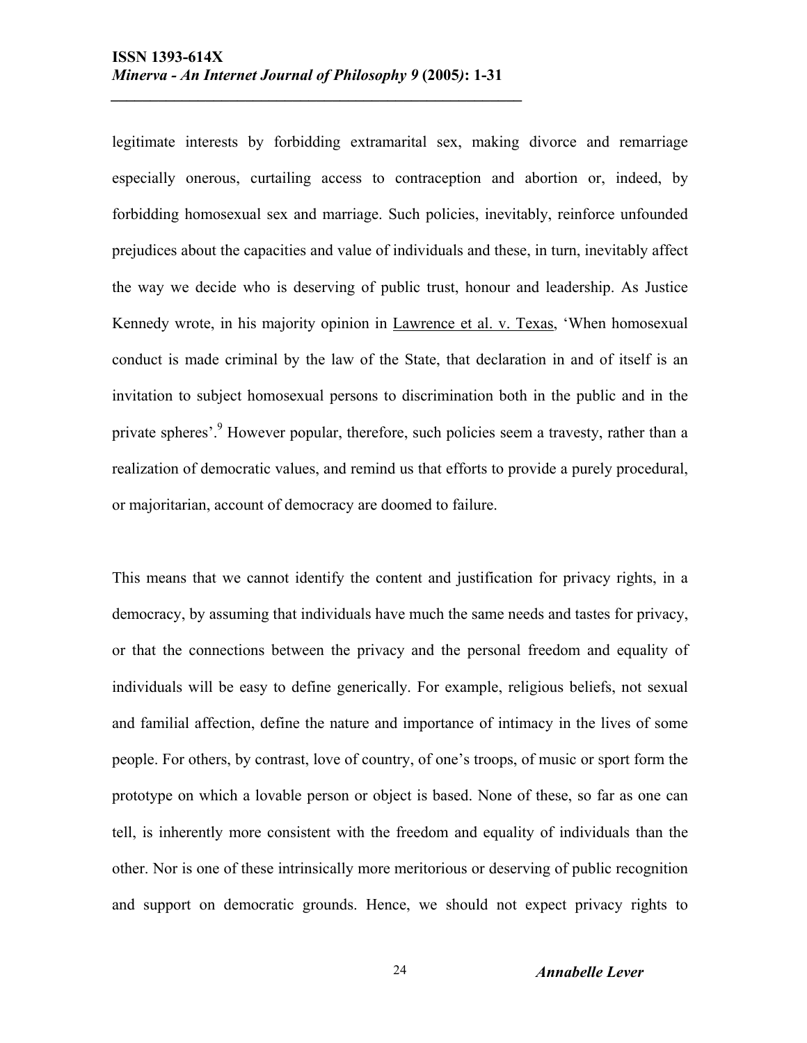legitimate interests by forbidding extramarital sex, making divorce and remarriage especially onerous, curtailing access to contraception and abortion or, indeed, by forbidding homosexual sex and marriage. Such policies, inevitably, reinforce unfounded prejudices about the capacities and value of individuals and these, in turn, inevitably affect the way we decide who is deserving of public trust, honour and leadership. As Justice Kennedy wrote, in his majority opinion in Lawrence et al. v. Texas, 'When homosexual conduct is made criminal by the law of the State, that declaration in and of itself is an invitation to subject homosexual persons to discrimination both in the public and in the private spheres'.[9] However popular, therefore, such policies seem a travesty, rather than a realization of democratic values, and remind us that efforts to provide a purely procedural, or majoritarian, account of democracy are doomed to failure.

This means that we cannot identify the content and justification for privacy rights, in a democracy, by assuming that individuals have much the same needs and tastes for privacy, or that the connections between the privacy and the personal freedom and equality of individuals will be easy to define generically. For example, religious beliefs, not sexual and familial affection, define the nature and importance of intimacy in the lives of some people. For others, by contrast, love of country, of one's troops, of music or sport form the prototype on which a lovable person or object is based. None of these, so far as one can tell, is inherently more consistent with the freedom and equality of individuals than the other. Nor is one of these intrinsically more meritorious or deserving of public recognition and support on democratic grounds. Hence, we should not expect privacy rights to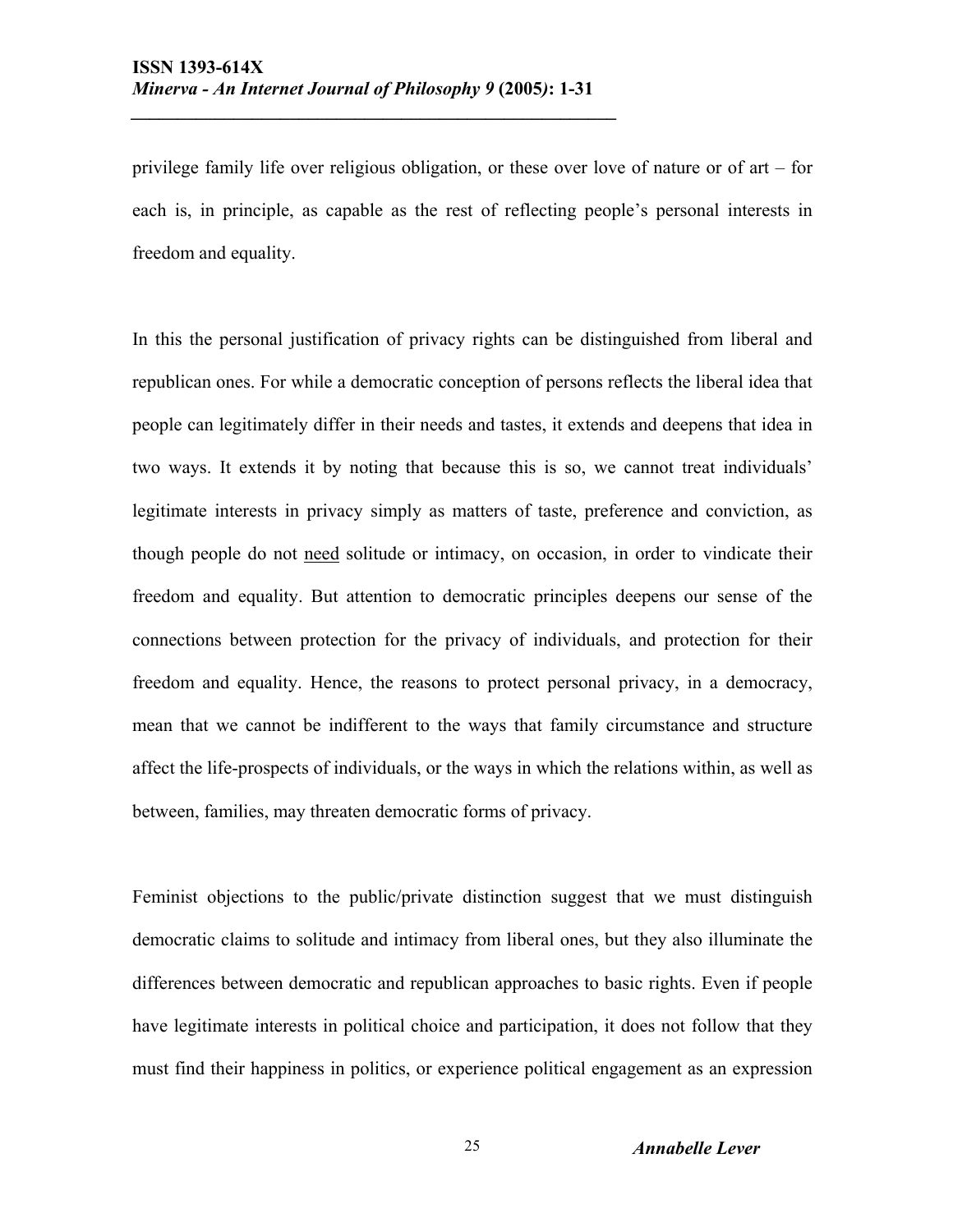privilege family life over religious obligation, or these over love of nature or of art – for each is, in principle, as capable as the rest of reflecting people's personal interests in freedom and equality.

In this the personal justification of privacy rights can be distinguished from liberal and republican ones. For while a democratic conception of persons reflects the liberal idea that people can legitimately differ in their needs and tastes, it extends and deepens that idea in two ways. It extends it by noting that because this is so, we cannot treat individuals' legitimate interests in privacy simply as matters of taste, preference and conviction, as though people do not <u>need</u> solitude or intimacy, on occasion, in order to vindicate their freedom and equality. But attention to democratic principles deepens our sense of the connections between protection for the privacy of individuals, and protection for their freedom and equality. Hence, the reasons to protect personal privacy, in a democracy, mean that we cannot be indifferent to the ways that family circumstance and structure affect the life-prospects of individuals, or the ways in which the relations within, as well as between, families, may threaten democratic forms of privacy.

Feminist objections to the public/private distinction suggest that we must distinguish democratic claims to solitude and intimacy from liberal ones, but they also illuminate the differences between democratic and republican approaches to basic rights. Even if people have legitimate interests in political choice and participation, it does not follow that they must find their happiness in politics, or experience political engagement as an expression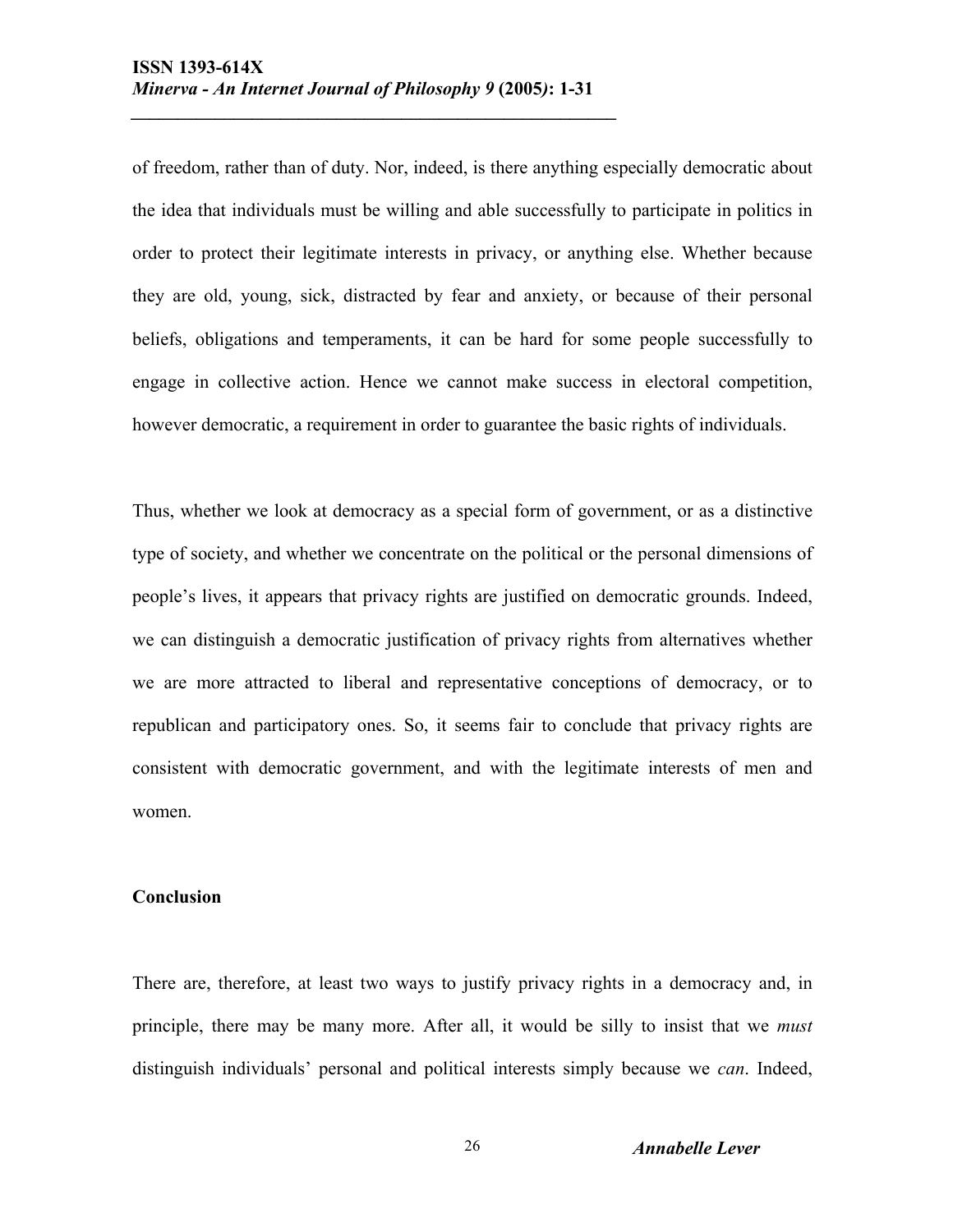of freedom, rather than of duty. Nor, indeed, is there anything especially democratic about the idea that individuals must be willing and able successfully to participate in politics in order to protect their legitimate interests in privacy, or anything else. Whether because they are old, young, sick, distracted by fear and anxiety, or because of their personal beliefs, obligations and temperaments, it can be hard for some people successfully to engage in collective action. Hence we cannot make success in electoral competition, however democratic, a requirement in order to guarantee the basic rights of individuals.

Thus, whether we look at democracy as a special form of government, or as a distinctive type of society, and whether we concentrate on the political or the personal dimensions of people's lives, it appears that privacy rights are justified on democratic grounds. Indeed, we can distinguish a democratic justification of privacy rights from alternatives whether we are more attracted to liberal and representative conceptions of democracy, or to republican and participatory ones. So, it seems fair to conclude that privacy rights are consistent with democratic government, and with the legitimate interests of men and women.

## Conclusion

There are, therefore, at least two ways to justify privacy rights in a democracy and, in principle, there may be many more. After all, it would be silly to insist that we *must* distinguish individuals' personal and political interests simply because we *can*. Indeed,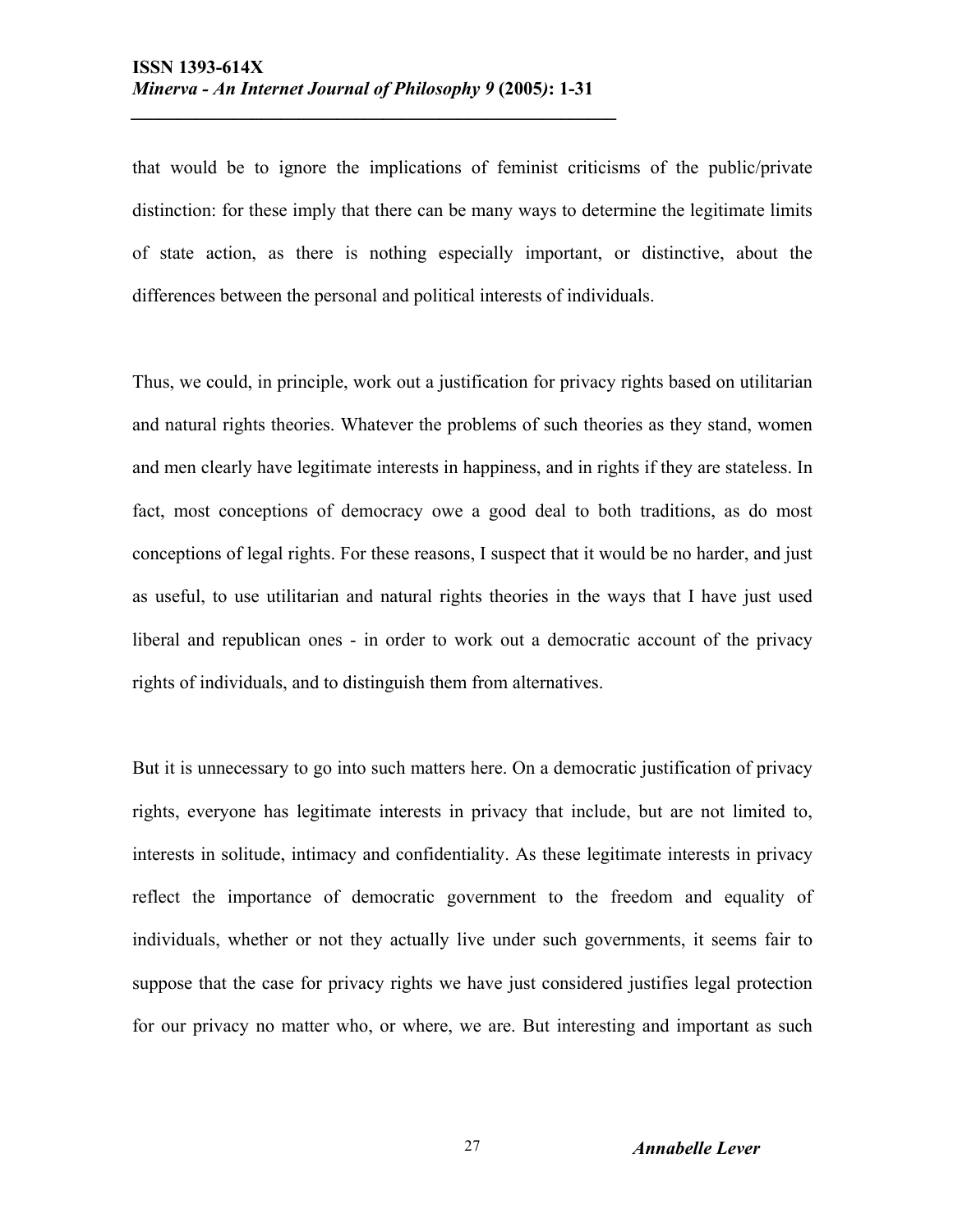that would be to ignore the implications of feminist criticisms of the public/private distinction: for these imply that there can be many ways to determine the legitimate limits of state action, as there is nothing especially important, or distinctive, about the differences between the personal and political interests of individuals.

Thus, we could, in principle, work out a justification for privacy rights based on utilitarian and natural rights theories. Whatever the problems of such theories as they stand, women and men clearly have legitimate interests in happiness, and in rights if they are stateless. In fact, most conceptions of democracy owe a good deal to both traditions, as do most conceptions of legal rights. For these reasons, I suspect that it would be no harder, and just as useful, to use utilitarian and natural rights theories in the ways that I have just used liberal and republican ones - in order to work out a democratic account of the privacy rights of individuals, and to distinguish them from alternatives.

But it is unnecessary to go into such matters here. On a democratic justification of privacy rights, everyone has legitimate interests in privacy that include, but are not limited to, interests in solitude, intimacy and confidentiality. As these legitimate interests in privacy reflect the importance of democratic government to the freedom and equality of individuals, whether or not they actually live under such governments, it seems fair to suppose that the case for privacy rights we have just considered justifies legal protection for our privacy no matter who, or where, we are. But interesting and important as such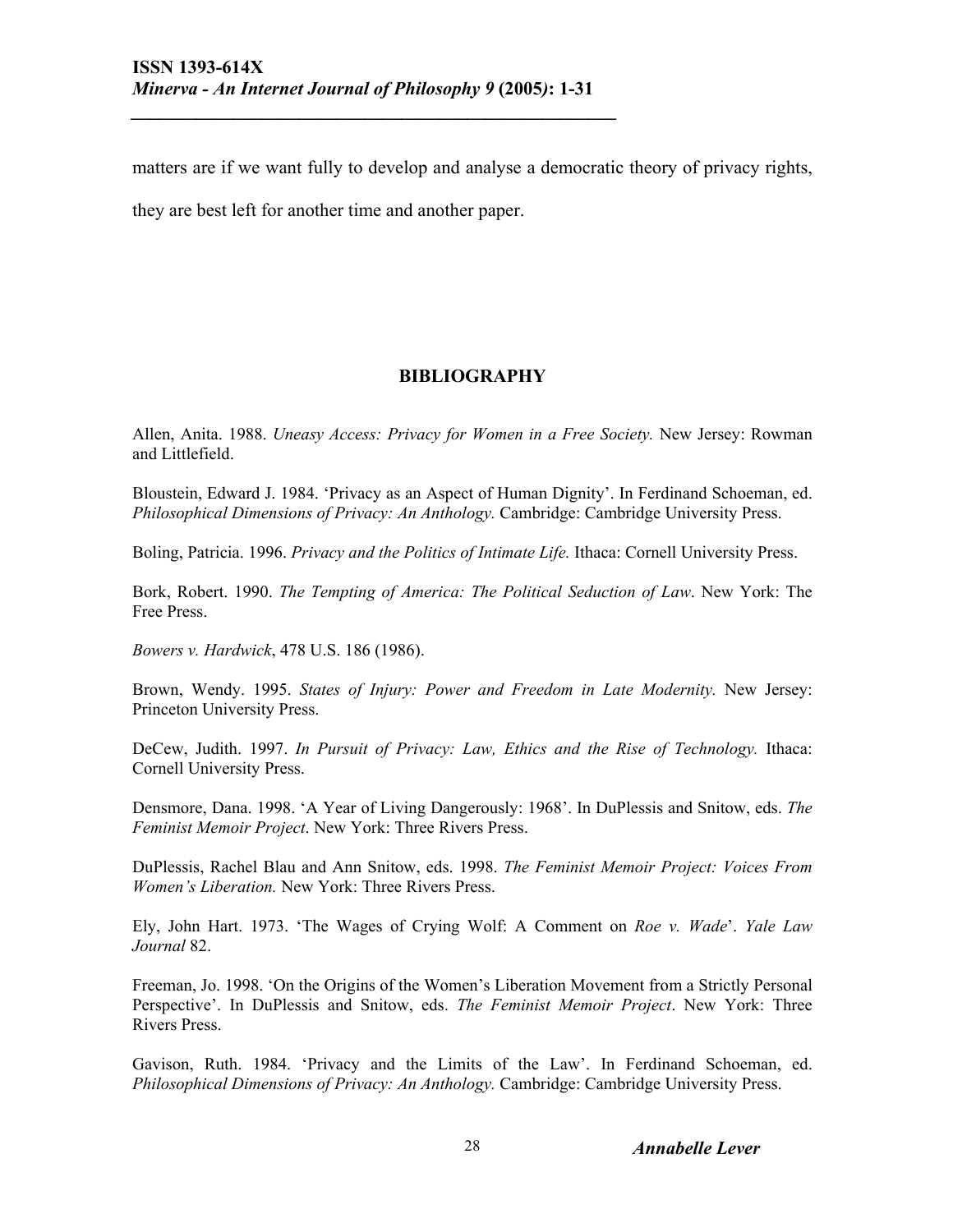matters are if we want fully to develop and analyse a democratic theory of privacy rights, they are best left for another time and another paper.

## BIBLIOGRAPHY

Allen, Anita. 1988. *Uneasy Access: Privacy for Women in a Free Society.* New Jersey: Rowman and Littlefield.

Bloustein, Edward J. 1984. 'Privacy as an Aspect of Human Dignity'. In Ferdinand Schoeman, ed. *Philosophical Dimensions of Privacy: An Anthology.* Cambridge: Cambridge University Press.

Boling, Patricia. 1996. *Privacy and the Politics of Intimate Life.* Ithaca: Cornell University Press.

Bork, Robert. 1990. *The Tempting of America: The Political Seduction of Law*. New York: The Free Press.

*Bowers v. Hardwick*, 478 U.S. 186 (1986).

Brown, Wendy. 1995. *States of Injury: Power and Freedom in Late Modernity.* New Jersey: Princeton University Press.

DeCew, Judith. 1997. *In Pursuit of Privacy: Law, Ethics and the Rise of Technology.* Ithaca: Cornell University Press.

Densmore, Dana. 1998. 'A Year of Living Dangerously: 1968'. In DuPlessis and Snitow, eds. *The Feminist Memoir Project*. New York: Three Rivers Press.

DuPlessis, Rachel Blau and Ann Snitow, eds. 1998. *The Feminist Memoir Project: Voices From Women's Liberation.* New York: Three Rivers Press.

Ely, John Hart. 1973. 'The Wages of Crying Wolf: A Comment on *Roe v. Wade*'. *Yale Law Journal* 82.

Freeman, Jo. 1998. 'On the Origins of the Women's Liberation Movement from a Strictly Personal Perspective'. In DuPlessis and Snitow, eds. *The Feminist Memoir Project*. New York: Three Rivers Press.

Gavison, Ruth. 1984. 'Privacy and the Limits of the Law'. In Ferdinand Schoeman, ed. *Philosophical Dimensions of Privacy: An Anthology.* Cambridge: Cambridge University Press.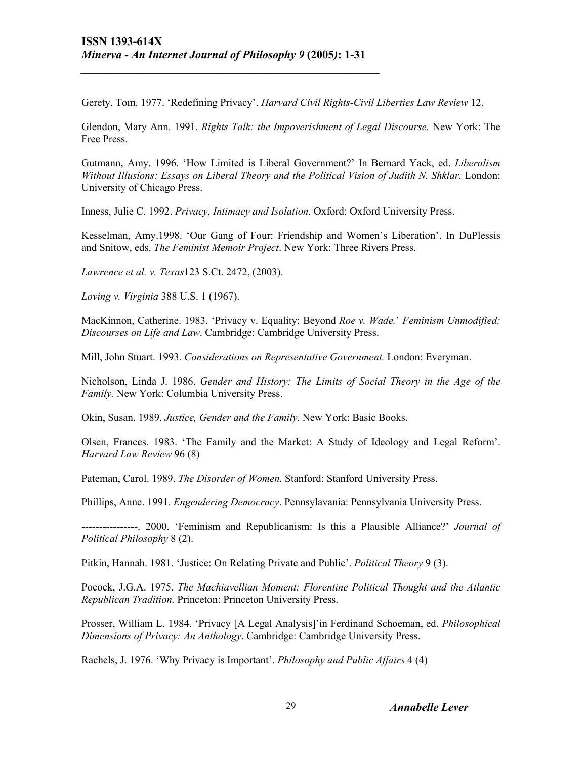Gerety, Tom. 1977. 'Redefining Privacy'. *Harvard Civil Rights-Civil Liberties Law Review* 12.

Glendon, Mary Ann. 1991. *Rights Talk: the Impoverishment of Legal Discourse.* New York: The Free Press.

Gutmann, Amy. 1996. 'How Limited is Liberal Government?' In Bernard Yack, ed. *Liberalism Without Illusions: Essays on Liberal Theory and the Political Vision of Judith N. Shklar.* London: University of Chicago Press.

Inness, Julie C. 1992. *Privacy, Intimacy and Isolation*. Oxford: Oxford University Press.

Kesselman, Amy.1998. 'Our Gang of Four: Friendship and Women's Liberation'. In DuPlessis and Snitow, eds. *The Feminist Memoir Project*. New York: Three Rivers Press.

*Lawrence et al. v. Texas*123 S.Ct. 2472, (2003).

*Loving v. Virginia* 388 U.S. 1 (1967).

MacKinnon, Catherine. 1983. 'Privacy v. Equality: Beyond *Roe v. Wade.*' *Feminism Unmodified: Discourses on Life and Law*. Cambridge: Cambridge University Press.

Mill, John Stuart. 1993. *Considerations on Representative Government.* London: Everyman.

Nicholson, Linda J. 1986. *Gender and History: The Limits of Social Theory in the Age of the Family.* New York: Columbia University Press.

Okin, Susan. 1989. *Justice, Gender and the Family.* New York: Basic Books.

Olsen, Frances. 1983. 'The Family and the Market: A Study of Ideology and Legal Reform'. *Harvard Law Review* 96 (8)

Pateman, Carol. 1989. *The Disorder of Women.* Stanford: Stanford University Press.

Phillips, Anne. 1991. *Engendering Democracy*. Pennsylavania: Pennsylvania University Press.

----------------. 2000. 'Feminism and Republicanism: Is this a Plausible Alliance?' *Journal of Political Philosophy* 8 (2).

Pitkin, Hannah. 1981. 'Justice: On Relating Private and Public'. *Political Theory* 9 (3).

Pocock, J.G.A. 1975. *The Machiavellian Moment: Florentine Political Thought and the Atlantic Republican Tradition.* Princeton: Princeton University Press.

Prosser, William L. 1984. 'Privacy [A Legal Analysis]'in Ferdinand Schoeman, ed. *Philosophical Dimensions of Privacy: An Anthology*. Cambridge: Cambridge University Press.

Rachels, J. 1976. 'Why Privacy is Important'. *Philosophy and Public Affairs* 4 (4)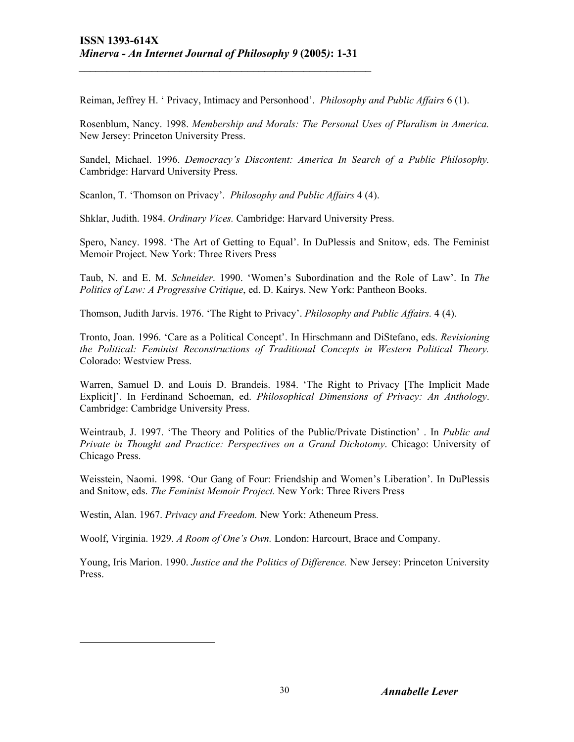Reiman, Jeffrey H. ' Privacy, Intimacy and Personhood'. *Philosophy and Public Affairs* 6 (1).

Rosenblum, Nancy. 1998. *Membership and Morals: The Personal Uses of Pluralism in America.* New Jersey: Princeton University Press.

Sandel, Michael. 1996. *Democracy's Discontent: America In Search of a Public Philosophy.* Cambridge: Harvard University Press.

Scanlon, T. 'Thomson on Privacy'. *Philosophy and Public Affairs* 4 (4).

Shklar, Judith. 1984. *Ordinary Vices.* Cambridge: Harvard University Press.

Spero, Nancy. 1998. 'The Art of Getting to Equal'. In DuPlessis and Snitow, eds. The Feminist Memoir Project. New York: Three Rivers Press

Taub, N. and E. M. *Schneider*. 1990. 'Women's Subordination and the Role of Law'. In *The Politics of Law: A Progressive Critique*, ed. D. Kairys. New York: Pantheon Books.

Thomson, Judith Jarvis. 1976. 'The Right to Privacy'. *Philosophy and Public Affairs.* 4 (4).

Tronto, Joan. 1996. 'Care as a Political Concept'. In Hirschmann and DiStefano, eds. *Revisioning the Political: Feminist Reconstructions of Traditional Concepts in Western Political Theory.* Colorado: Westview Press.

Warren, Samuel D. and Louis D. Brandeis. 1984. 'The Right to Privacy [The Implicit Made Explicit]'. In Ferdinand Schoeman, ed. *Philosophical Dimensions of Privacy: An Anthology*. Cambridge: Cambridge University Press.

Weintraub, J. 1997. 'The Theory and Politics of the Public/Private Distinction' . In *Public and Private in Thought and Practice: Perspectives on a Grand Dichotomy*. Chicago: University of Chicago Press.

Weisstein, Naomi. 1998. 'Our Gang of Four: Friendship and Women's Liberation'. In DuPlessis and Snitow, eds. *The Feminist Memoir Project.* New York: Three Rivers Press

Westin, Alan. 1967. *Privacy and Freedom.* New York: Atheneum Press.

Woolf, Virginia. 1929. *A Room of One's Own.* London: Harcourt, Brace and Company.

Young, Iris Marion. 1990. *Justice and the Politics of Difference.* New Jersey: Princeton University Press.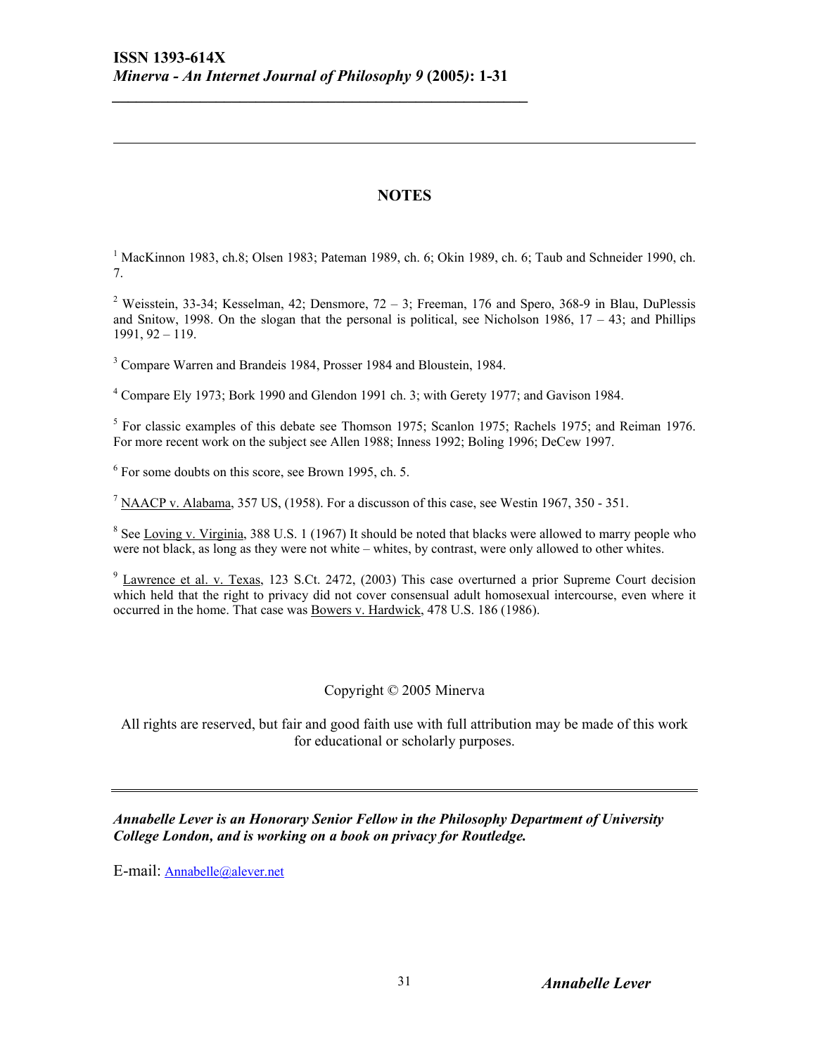## NOTES

[1] MacKinnon 1983, ch.8; Olsen 1983; Pateman 1989, ch. 6; Okin 1989, ch. 6; Taub and Schneider 1990, ch. 7.

[2] Weisstein, 33-34; Kesselman, 42; Densmore, 72 – 3; Freeman, 176 and Spero, 368-9 in Blau, DuPlessis and Snitow, 1998. On the slogan that the personal is political, see Nicholson 1986, 17 – 43; and Phillips 1991, 92 – 119.

[3] Compare Warren and Brandeis 1984, Prosser 1984 and Bloustein, 1984.

[4] Compare Ely 1973; Bork 1990 and Glendon 1991 ch. 3; with Gerety 1977; and Gavison 1984.

[5] For classic examples of this debate see Thomson 1975; Scanlon 1975; Rachels 1975; and Reiman 1976. For more recent work on the subject see Allen 1988; Inness 1992; Boling 1996; DeCew 1997.

[6] For some doubts on this score, see Brown 1995, ch. 5.

[7] NAACP v. Alabama, 357 US, (1958). For a discusson of this case, see Westin 1967, 350 - 351.

[8] See Loving v. Virginia, 388 U.S. 1 (1967) It should be noted that blacks were allowed to marry people who were not black, as long as they were not white – whites, by contrast, were only allowed to other whites.

[9] Lawrence et al. v. Texas, 123 S.Ct. 2472, (2003) This case overturned a prior Supreme Court decision which held that the right to privacy did not cover consensual adult homosexual intercourse, even where it occurred in the home. That case was Bowers v. Hardwick, 478 U.S. 186 (1986).

Copyright © 2005 Minerva

All rights are reserved, but fair and good faith use with full attribution may be made of this work for educational or scholarly purposes.

***Annabelle Lever is an Honorary Senior Fellow in the Philosophy Department of University College London, and is working on a book on privacy for Routledge.***

E-mail: Annabelle@alever.net